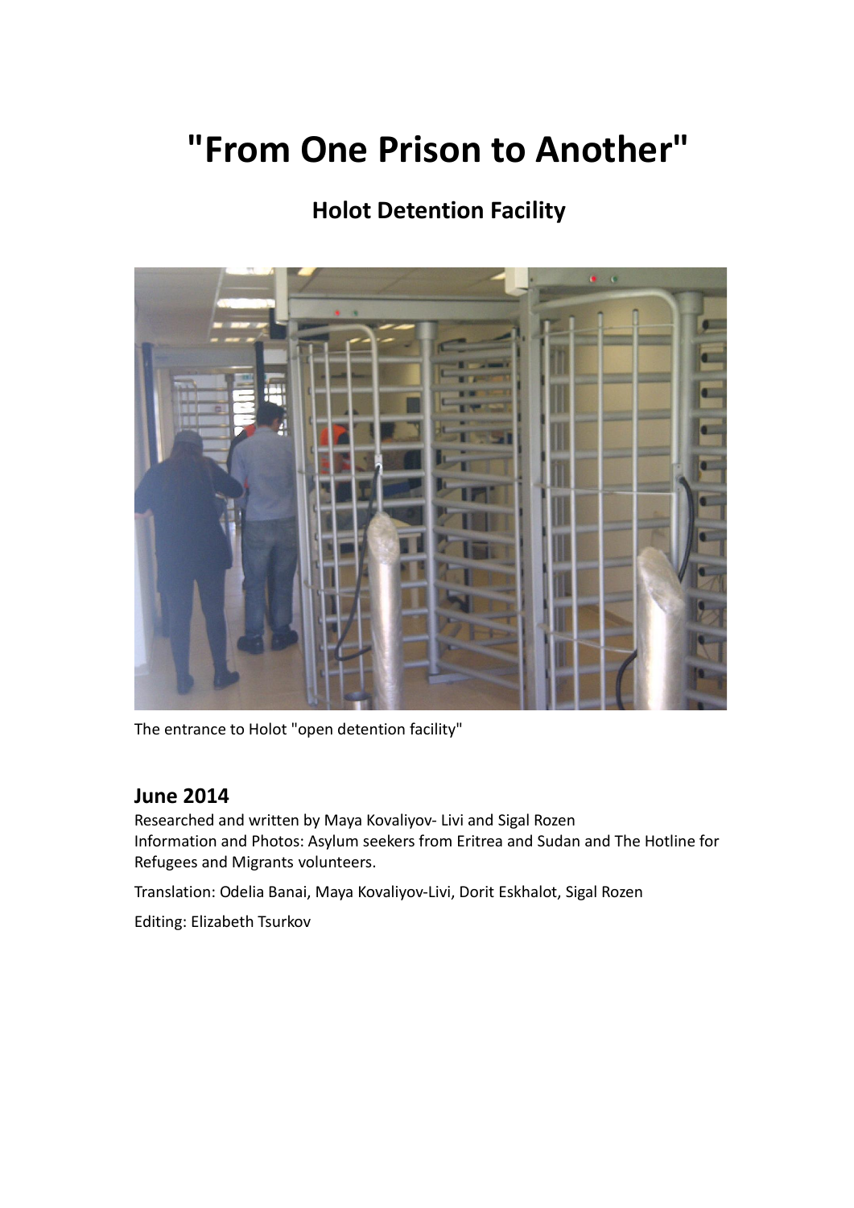# "From One Prison to Another"

## Holot Detention Facility

The entrance to Holot "open detention facility"

### June 2014

Researched and written by Maya Kovaliyov- Livi and Sigal Rozen
Information and Photos: Asylum seekers from Eritrea and Sudan and The Hotline for Refugees and Migrants volunteers.

Translation: Odelia Banai, Maya Kovaliyov-Livi, Dorit Eskhalot, Sigal Rozen

Editing: Elizabeth Tsurkov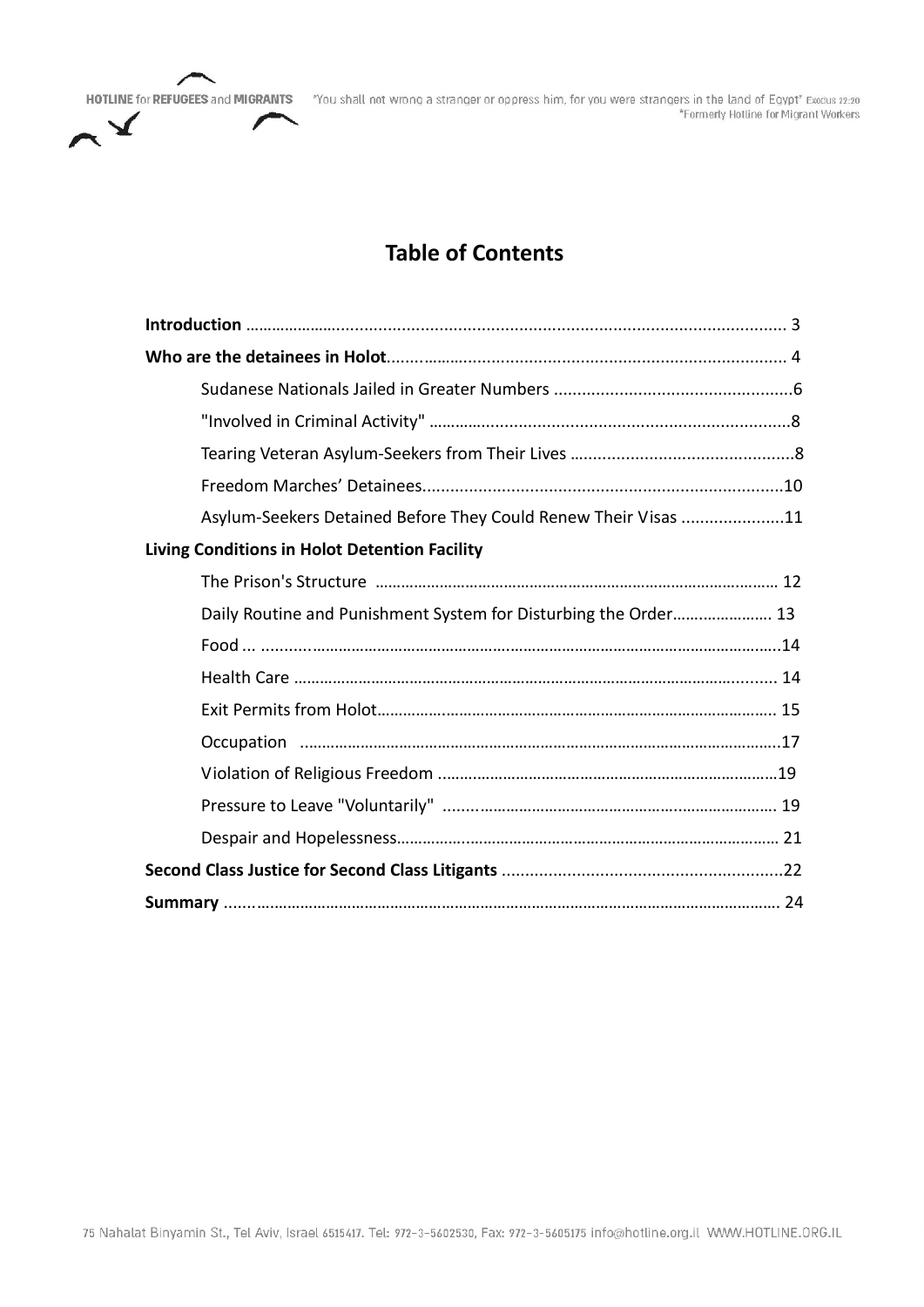# Table of Contents

**Introduction** ........................................................................................................ 3

**Who are the detainees in Holot** ........................................................................ 4

- Sudanese Nationals Jailed in Greater Numbers ................................................6
- "Involved in Criminal Activity" ..........................................................................8
- Tearing Veteran Asylum-Seekers from Their Lives ...........................................8
- Freedom Marches' Detainees...........................................................................10
- Asylum-Seekers Detained Before They Could Renew Their Visas ....................11

**Living Conditions in Holot Detention Facility**

- The Prison's Structure ...................................................................................... 12
- Daily Routine and Punishment System for Disturbing the Order..................... 13
- Food ... ..............................................................................................................14
- Health Care ...................................................................................................... 14
- Exit Permits from Holot..................................................................................... 15
- Occupation .......................................................................................................17
- Violation of Religious Freedom ........................................................................19
- Pressure to Leave "Voluntarily" ....................................................................... 19
- Despair and Hopelessness................................................................................ 21

**Second Class Justice for Second Class Litigants** ..............................................22

**Summary** .............................................................................................................. 24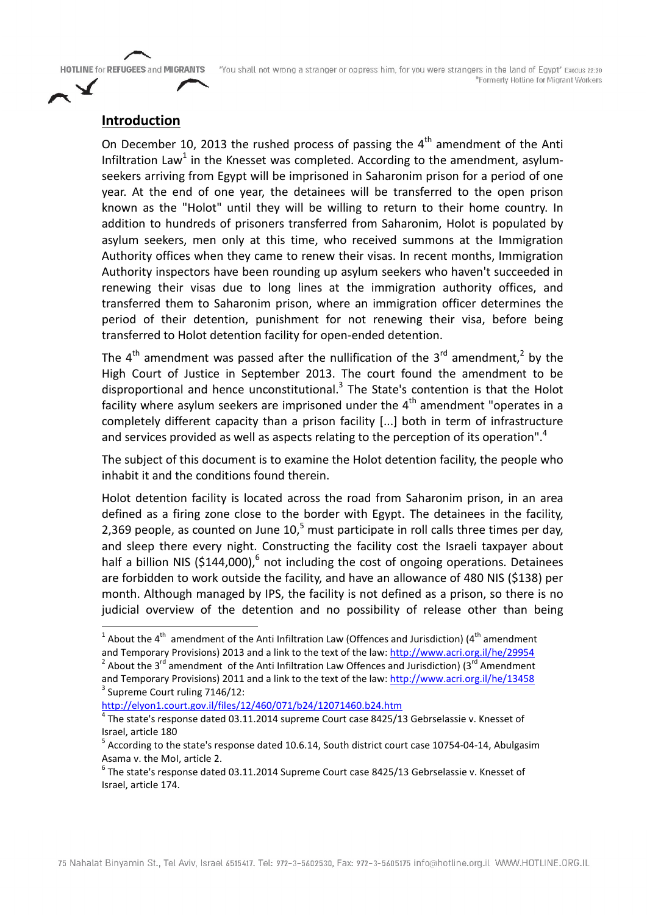## Introduction

On December 10, 2013 the rushed process of passing the 4th amendment of the Anti Infiltration Law[1] in the Knesset was completed. According to the amendment, asylum-seekers arriving from Egypt will be imprisoned in Saharonim prison for a period of one year. At the end of one year, the detainees will be transferred to the open prison known as the "Holot" until they will be willing to return to their home country. In addition to hundreds of prisoners transferred from Saharonim, Holot is populated by asylum seekers, men only at this time, who received summons at the Immigration Authority offices when they came to renew their visas. In recent months, Immigration Authority inspectors have been rounding up asylum seekers who haven't succeeded in renewing their visas due to long lines at the immigration authority offices, and transferred them to Saharonim prison, where an immigration officer determines the period of their detention, punishment for not renewing their visa, before being transferred to Holot detention facility for open-ended detention.

The 4th amendment was passed after the nullification of the 3rd amendment,[2] by the High Court of Justice in September 2013. The court found the amendment to be disproportional and hence unconstitutional.[3] The State's contention is that the Holot facility where asylum seekers are imprisoned under the 4th amendment "operates in a completely different capacity than a prison facility [...] both in term of infrastructure and services provided as well as aspects relating to the perception of its operation".[4]

The subject of this document is to examine the Holot detention facility, the people who inhabit it and the conditions found therein.

Holot detention facility is located across the road from Saharonim prison, in an area defined as a firing zone close to the border with Egypt. The detainees in the facility, 2,369 people, as counted on June 10,[5] must participate in roll calls three times per day, and sleep there every night. Constructing the facility cost the Israeli taxpayer about half a billion NIS ($144,000),[6] not including the cost of ongoing operations. Detainees are forbidden to work outside the facility, and have an allowance of 480 NIS ($138) per month. Although managed by IPS, the facility is not defined as a prison, so there is no judicial overview of the detention and no possibility of release other than being

---

[1] About the 4th amendment of the Anti Infiltration Law (Offences and Jurisdiction) (4th amendment and Temporary Provisions) 2013 and a link to the text of the law: http://www.acri.org.il/he/29954

[2] About the 3rd amendment of the Anti Infiltration Law Offences and Jurisdiction) (3rd Amendment and Temporary Provisions) 2011 and a link to the text of the law: http://www.acri.org.il/he/13458

[3] Supreme Court ruling 7146/12: http://elyon1.court.gov.il/files/12/460/071/b24/12071460.b24.htm

[4] The state's response dated 03.11.2014 supreme Court case 8425/13 Gebrselassie v. Knesset of Israel, article 180

[5] According to the state's response dated 10.6.14, South district court case 10754-04-14, Abulgasim Asama v. the MoI, article 2.

[6] The state's response dated 03.11.2014 Supreme Court case 8425/13 Gebrselassie v. Knesset of Israel, article 174.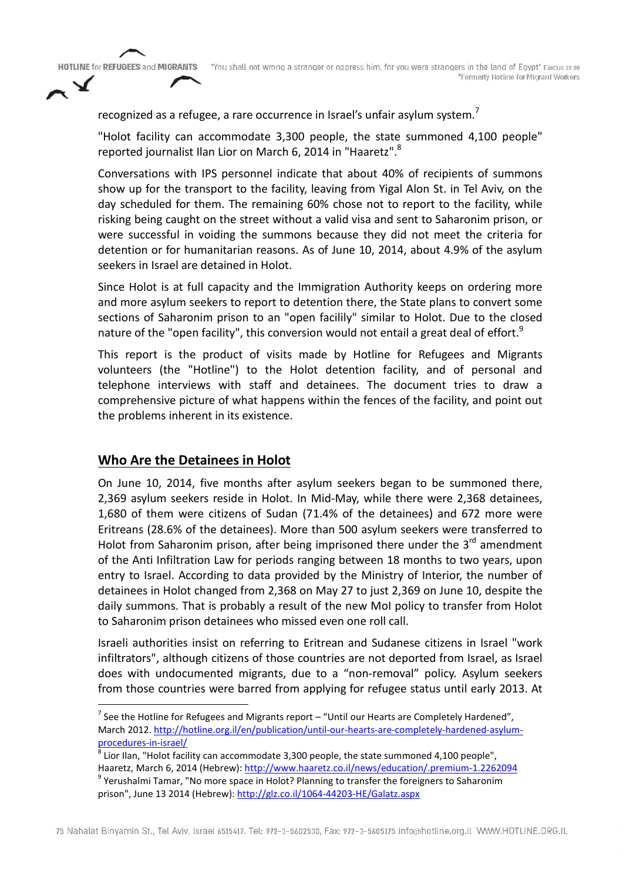recognized as a refugee, a rare occurrence in Israel's unfair asylum system.[7]

"Holot facility can accommodate 3,300 people, the state summoned 4,100 people" reported journalist Ilan Lior on March 6, 2014 in "Haaretz".[8]

Conversations with IPS personnel indicate that about 40% of recipients of summons show up for the transport to the facility, leaving from Yigal Alon St. in Tel Aviv, on the day scheduled for them. The remaining 60% chose not to report to the facility, while risking being caught on the street without a valid visa and sent to Saharonim prison, or were successful in voiding the summons because they did not meet the criteria for detention or for humanitarian reasons. As of June 10, 2014, about 4.9% of the asylum seekers in Israel are detained in Holot.

Since Holot is at full capacity and the Immigration Authority keeps on ordering more and more asylum seekers to report to detention there, the State plans to convert some sections of Saharonim prison to an "open facilily" similar to Holot. Due to the closed nature of the "open facility", this conversion would not entail a great deal of effort.[9]

This report is the product of visits made by Hotline for Refugees and Migrants volunteers (the "Hotline") to the Holot detention facility, and of personal and telephone interviews with staff and detainees. The document tries to draw a comprehensive picture of what happens within the fences of the facility, and point out the problems inherent in its existence.

## Who Are the Detainees in Holot

On June 10, 2014, five months after asylum seekers began to be summoned there, 2,369 asylum seekers reside in Holot. In Mid-May, while there were 2,368 detainees, 1,680 of them were citizens of Sudan (71.4% of the detainees) and 672 more were Eritreans (28.6% of the detainees). More than 500 asylum seekers were transferred to Holot from Saharonim prison, after being imprisoned there under the 3rd amendment of the Anti Infiltration Law for periods ranging between 18 months to two years, upon entry to Israel. According to data provided by the Ministry of Interior, the number of detainees in Holot changed from 2,368 on May 27 to just 2,369 on June 10, despite the daily summons. That is probably a result of the new MoI policy to transfer from Holot to Saharonim prison detainees who missed even one roll call.

Israeli authorities insist on referring to Eritrean and Sudanese citizens in Israel "work infiltrators", although citizens of those countries are not deported from Israel, as Israel does with undocumented migrants, due to a "non-removal" policy. Asylum seekers from those countries were barred from applying for refugee status until early 2013. At

---

[7] See the Hotline for Refugees and Migrants report – "Until our Hearts are Completely Hardened", March 2012. http://hotline.org.il/en/publication/until-our-hearts-are-completely-hardened-asylum-procedures-in-israel/

[8] Lior Ilan, "Holot facility can accommodate 3,300 people, the state summoned 4,100 people", Haaretz, March 6, 2014 (Hebrew): http://www.haaretz.co.il/news/education/.premium-1.2262094

[9] Yerushalmi Tamar, "No more space in Holot? Planning to transfer the foreigners to Saharonim prison", June 13 2014 (Hebrew): http://glz.co.il/1064-44203-HE/Galatz.aspx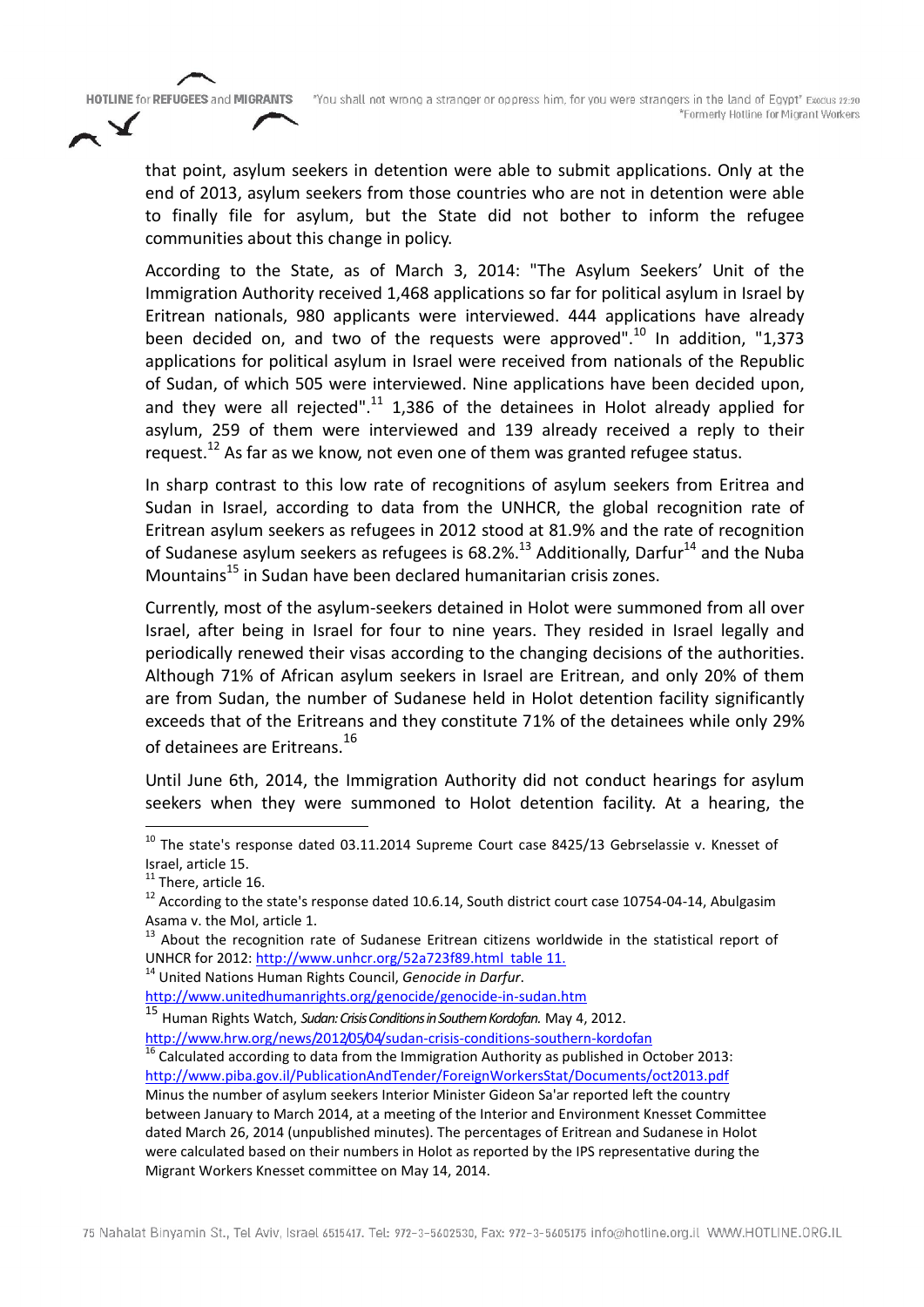that point, asylum seekers in detention were able to submit applications. Only at the end of 2013, asylum seekers from those countries who are not in detention were able to finally file for asylum, but the State did not bother to inform the refugee communities about this change in policy.

According to the State, as of March 3, 2014: "The Asylum Seekers' Unit of the Immigration Authority received 1,468 applications so far for political asylum in Israel by Eritrean nationals, 980 applicants were interviewed. 444 applications have already been decided on, and two of the requests were approved".[10] In addition, "1,373 applications for political asylum in Israel were received from nationals of the Republic of Sudan, of which 505 were interviewed. Nine applications have been decided upon, and they were all rejected".[11] 1,386 of the detainees in Holot already applied for asylum, 259 of them were interviewed and 139 already received a reply to their request.[12] As far as we know, not even one of them was granted refugee status.

In sharp contrast to this low rate of recognitions of asylum seekers from Eritrea and Sudan in Israel, according to data from the UNHCR, the global recognition rate of Eritrean asylum seekers as refugees in 2012 stood at 81.9% and the rate of recognition of Sudanese asylum seekers as refugees is 68.2%.[13] Additionally, Darfur[14] and the Nuba Mountains[15] in Sudan have been declared humanitarian crisis zones.

Currently, most of the asylum-seekers detained in Holot were summoned from all over Israel, after being in Israel for four to nine years. They resided in Israel legally and periodically renewed their visas according to the changing decisions of the authorities. Although 71% of African asylum seekers in Israel are Eritrean, and only 20% of them are from Sudan, the number of Sudanese held in Holot detention facility significantly exceeds that of the Eritreans and they constitute 71% of the detainees while only 29% of detainees are Eritreans.[16]

Until June 6th, 2014, the Immigration Authority did not conduct hearings for asylum seekers when they were summoned to Holot detention facility. At a hearing, the

---

[10] The state's response dated 03.11.2014 Supreme Court case 8425/13 Gebrselassie v. Knesset of Israel, article 15.

[11] There, article 16.

[12] According to the state's response dated 10.6.14, South district court case 10754-04-14, Abulgasim Asama v. the MoI, article 1.

[13] About the recognition rate of Sudanese Eritrean citizens worldwide in the statistical report of UNHCR for 2012: http://www.unhcr.org/52a723f89.html table 11.

[14] United Nations Human Rights Council, *Genocide in Darfur*. http://www.unitedhumanrights.org/genocide/genocide-in-sudan.htm

[15] Human Rights Watch, *Sudan: Crisis Conditions in Southern Kordofan.* May 4, 2012. http://www.hrw.org/news/2012/05/04/sudan-crisis-conditions-southern-kordofan

[16] Calculated according to data from the Immigration Authority as published in October 2013: http://www.piba.gov.il/PublicationAndTender/ForeignWorkersStat/Documents/oct2013.pdf
Minus the number of asylum seekers Interior Minister Gideon Sa'ar reported left the country between January to March 2014, at a meeting of the Interior and Environment Knesset Committee dated March 26, 2014 (unpublished minutes). The percentages of Eritrean and Sudanese in Holot were calculated based on their numbers in Holot as reported by the IPS representative during the Migrant Workers Knesset committee on May 14, 2014.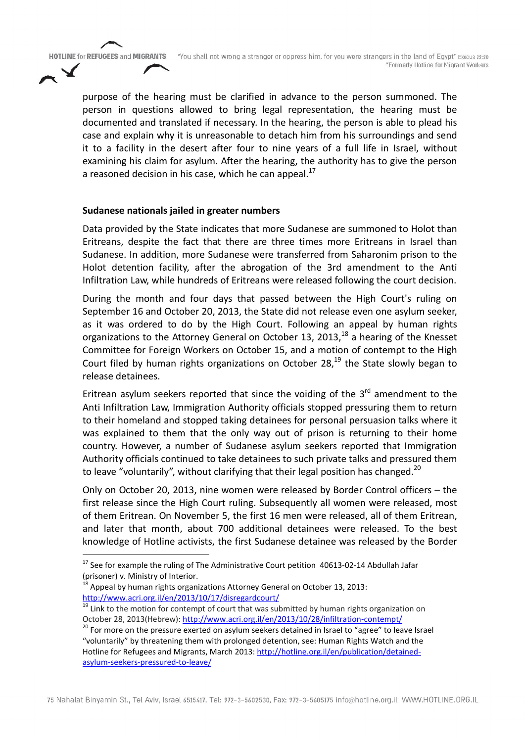purpose of the hearing must be clarified in advance to the person summoned. The person in questions allowed to bring legal representation, the hearing must be documented and translated if necessary. In the hearing, the person is able to plead his case and explain why it is unreasonable to detach him from his surroundings and send it to a facility in the desert after four to nine years of a full life in Israel, without examining his claim for asylum. After the hearing, the authority has to give the person a reasoned decision in his case, which he can appeal.[17]

**Sudanese nationals jailed in greater numbers**

Data provided by the State indicates that more Sudanese are summoned to Holot than Eritreans, despite the fact that there are three times more Eritreans in Israel than Sudanese. In addition, more Sudanese were transferred from Saharonim prison to the Holot detention facility, after the abrogation of the 3rd amendment to the Anti Infiltration Law, while hundreds of Eritreans were released following the court decision.

During the month and four days that passed between the High Court's ruling on September 16 and October 20, 2013, the State did not release even one asylum seeker, as it was ordered to do by the High Court. Following an appeal by human rights organizations to the Attorney General on October 13, 2013,[18] a hearing of the Knesset Committee for Foreign Workers on October 15, and a motion of contempt to the High Court filed by human rights organizations on October 28,[19] the State slowly began to release detainees.

Eritrean asylum seekers reported that since the voiding of the 3rd amendment to the Anti Infiltration Law, Immigration Authority officials stopped pressuring them to return to their homeland and stopped taking detainees for personal persuasion talks where it was explained to them that the only way out of prison is returning to their home country. However, a number of Sudanese asylum seekers reported that Immigration Authority officials continued to take detainees to such private talks and pressured them to leave "voluntarily", without clarifying that their legal position has changed.[20]

Only on October 20, 2013, nine women were released by Border Control officers – the first release since the High Court ruling. Subsequently all women were released, most of them Eritrean. On November 5, the first 16 men were released, all of them Eritrean, and later that month, about 700 additional detainees were released. To the best knowledge of Hotline activists, the first Sudanese detainee was released by the Border

---

[17] See for example the ruling of The Administrative Court petition 40613-02-14 Abdullah Jafar (prisoner) v. Ministry of Interior.

[18] Appeal by human rights organizations Attorney General on October 13, 2013: http://www.acri.org.il/en/2013/10/17/disregardcourt/

[19] Link to the motion for contempt of court that was submitted by human rights organization on October 28, 2013(Hebrew): http://www.acri.org.il/en/2013/10/28/infiltration-contempt/

[20] For more on the pressure exerted on asylum seekers detained in Israel to "agree" to leave Israel "voluntarily" by threatening them with prolonged detention, see: Human Rights Watch and the Hotline for Refugees and Migrants, March 2013: http://hotline.org.il/en/publication/detained-asylum-seekers-pressured-to-leave/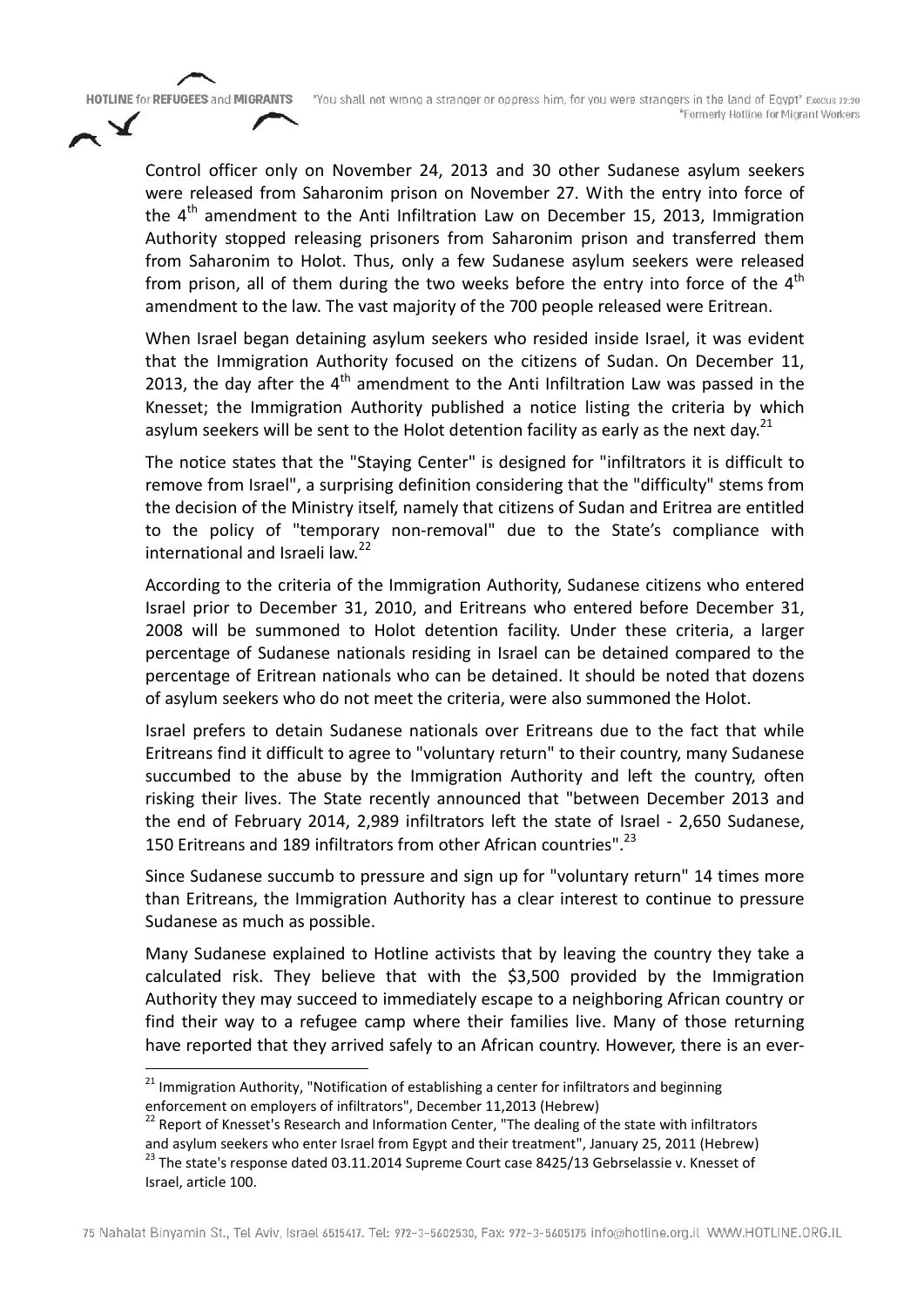Control officer only on November 24, 2013 and 30 other Sudanese asylum seekers were released from Saharonim prison on November 27. With the entry into force of the 4th amendment to the Anti Infiltration Law on December 15, 2013, Immigration Authority stopped releasing prisoners from Saharonim prison and transferred them from Saharonim to Holot. Thus, only a few Sudanese asylum seekers were released from prison, all of them during the two weeks before the entry into force of the 4th amendment to the law. The vast majority of the 700 people released were Eritrean.

When Israel began detaining asylum seekers who resided inside Israel, it was evident that the Immigration Authority focused on the citizens of Sudan. On December 11, 2013, the day after the 4th amendment to the Anti Infiltration Law was passed in the Knesset; the Immigration Authority published a notice listing the criteria by which asylum seekers will be sent to the Holot detention facility as early as the next day.[21]

The notice states that the "Staying Center" is designed for "infiltrators it is difficult to remove from Israel", a surprising definition considering that the "difficulty" stems from the decision of the Ministry itself, namely that citizens of Sudan and Eritrea are entitled to the policy of "temporary non-removal" due to the State's compliance with international and Israeli law.[22]

According to the criteria of the Immigration Authority, Sudanese citizens who entered Israel prior to December 31, 2010, and Eritreans who entered before December 31, 2008 will be summoned to Holot detention facility. Under these criteria, a larger percentage of Sudanese nationals residing in Israel can be detained compared to the percentage of Eritrean nationals who can be detained. It should be noted that dozens of asylum seekers who do not meet the criteria, were also summoned the Holot.

Israel prefers to detain Sudanese nationals over Eritreans due to the fact that while Eritreans find it difficult to agree to "voluntary return" to their country, many Sudanese succumbed to the abuse by the Immigration Authority and left the country, often risking their lives. The State recently announced that "between December 2013 and the end of February 2014, 2,989 infiltrators left the state of Israel - 2,650 Sudanese, 150 Eritreans and 189 infiltrators from other African countries".[23]

Since Sudanese succumb to pressure and sign up for "voluntary return" 14 times more than Eritreans, the Immigration Authority has a clear interest to continue to pressure Sudanese as much as possible.

Many Sudanese explained to Hotline activists that by leaving the country they take a calculated risk. They believe that with the $3,500 provided by the Immigration Authority they may succeed to immediately escape to a neighboring African country or find their way to a refugee camp where their families live. Many of those returning have reported that they arrived safely to an African country. However, there is an ever-

---

[21] Immigration Authority, "Notification of establishing a center for infiltrators and beginning enforcement on employers of infiltrators", December 11,2013 (Hebrew)

[22] Report of Knesset's Research and Information Center, "The dealing of the state with infiltrators and asylum seekers who enter Israel from Egypt and their treatment", January 25, 2011 (Hebrew)

[23] The state's response dated 03.11.2014 Supreme Court case 8425/13 Gebrselassie v. Knesset of Israel, article 100.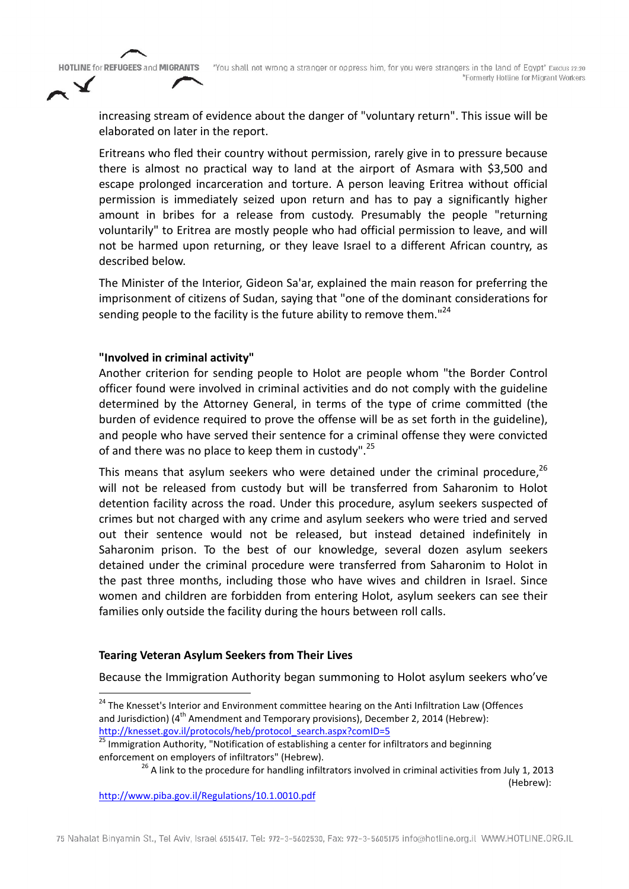increasing stream of evidence about the danger of "voluntary return". This issue will be elaborated on later in the report.

Eritreans who fled their country without permission, rarely give in to pressure because there is almost no practical way to land at the airport of Asmara with $3,500 and escape prolonged incarceration and torture. A person leaving Eritrea without official permission is immediately seized upon return and has to pay a significantly higher amount in bribes for a release from custody. Presumably the people "returning voluntarily" to Eritrea are mostly people who had official permission to leave, and will not be harmed upon returning, or they leave Israel to a different African country, as described below.

The Minister of the Interior, Gideon Sa'ar, explained the main reason for preferring the imprisonment of citizens of Sudan, saying that "one of the dominant considerations for sending people to the facility is the future ability to remove them."[24]

**"Involved in criminal activity"**

Another criterion for sending people to Holot are people whom "the Border Control officer found were involved in criminal activities and do not comply with the guideline determined by the Attorney General, in terms of the type of crime committed (the burden of evidence required to prove the offense will be as set forth in the guideline), and people who have served their sentence for a criminal offense they were convicted of and there was no place to keep them in custody".[25]

This means that asylum seekers who were detained under the criminal procedure,[26] will not be released from custody but will be transferred from Saharonim to Holot detention facility across the road. Under this procedure, asylum seekers suspected of crimes but not charged with any crime and asylum seekers who were tried and served out their sentence would not be released, but instead detained indefinitely in Saharonim prison. To the best of our knowledge, several dozen asylum seekers detained under the criminal procedure were transferred from Saharonim to Holot in the past three months, including those who have wives and children in Israel. Since women and children are forbidden from entering Holot, asylum seekers can see their families only outside the facility during the hours between roll calls.

**Tearing Veteran Asylum Seekers from Their Lives**

Because the Immigration Authority began summoning to Holot asylum seekers who've

---

[24] The Knesset's Interior and Environment committee hearing on the Anti Infiltration Law (Offences and Jurisdiction) (4th Amendment and Temporary provisions), December 2, 2014 (Hebrew): http://knesset.gov.il/protocols/heb/protocol_search.aspx?comID=5

[25] Immigration Authority, "Notification of establishing a center for infiltrators and beginning enforcement on employers of infiltrators" (Hebrew).

[26] A link to the procedure for handling infiltrators involved in criminal activities from July 1, 2013 (Hebrew): http://www.piba.gov.il/Regulations/10.1.0010.pdf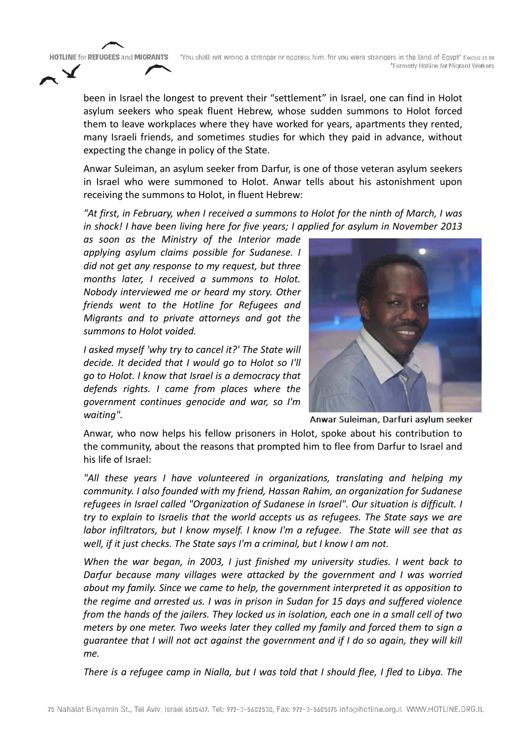been in Israel the longest to prevent their "settlement" in Israel, one can find in Holot asylum seekers who speak fluent Hebrew, whose sudden summons to Holot forced them to leave workplaces where they have worked for years, apartments they rented, many Israeli friends, and sometimes studies for which they paid in advance, without expecting the change in policy of the State.

Anwar Suleiman, an asylum seeker from Darfur, is one of those veteran asylum seekers in Israel who were summoned to Holot. Anwar tells about his astonishment upon receiving the summons to Holot, in fluent Hebrew:

*"At first, in February, when I received a summons to Holot for the ninth of March, I was in shock! I have been living here for five years; I applied for asylum in November 2013 as soon as the Ministry of the Interior made applying asylum claims possible for Sudanese. I did not get any response to my request, but three months later, I received a summons to Holot. Nobody interviewed me or heard my story. Other friends went to the Hotline for Refugees and Migrants and to private attorneys and got the summons to Holot voided.*

*I asked myself 'why try to cancel it?' The State will decide. It decided that I would go to Holot so I'll go to Holot. I know that Israel is a democracy that defends rights. I came from places where the government continues genocide and war, so I'm waiting".*

Anwar Suleiman, Darfuri asylum seeker

Anwar, who now helps his fellow prisoners in Holot, spoke about his contribution to the community, about the reasons that prompted him to flee from Darfur to Israel and his life of Israel:

*"All these years I have volunteered in organizations, translating and helping my community. I also founded with my friend, Hassan Rahim, an organization for Sudanese refugees in Israel called "Organization of Sudanese in Israel". Our situation is difficult. I try to explain to Israelis that the world accepts us as refugees. The State says we are labor infiltrators, but I know myself. I know I'm a refugee. The State will see that as well, if it just checks. The State says I'm a criminal, but I know I am not.*

*When the war began, in 2003, I just finished my university studies. I went back to Darfur because many villages were attacked by the government and I was worried about my family. Since we came to help, the government interpreted it as opposition to the regime and arrested us. I was in prison in Sudan for 15 days and suffered violence from the hands of the jailers. They locked us in isolation, each one in a small cell of two meters by one meter. Two weeks later they called my family and forced them to sign a guarantee that I will not act against the government and if I do so again, they will kill me.*

*There is a refugee camp in Nialla, but I was told that I should flee, I fled to Libya. The*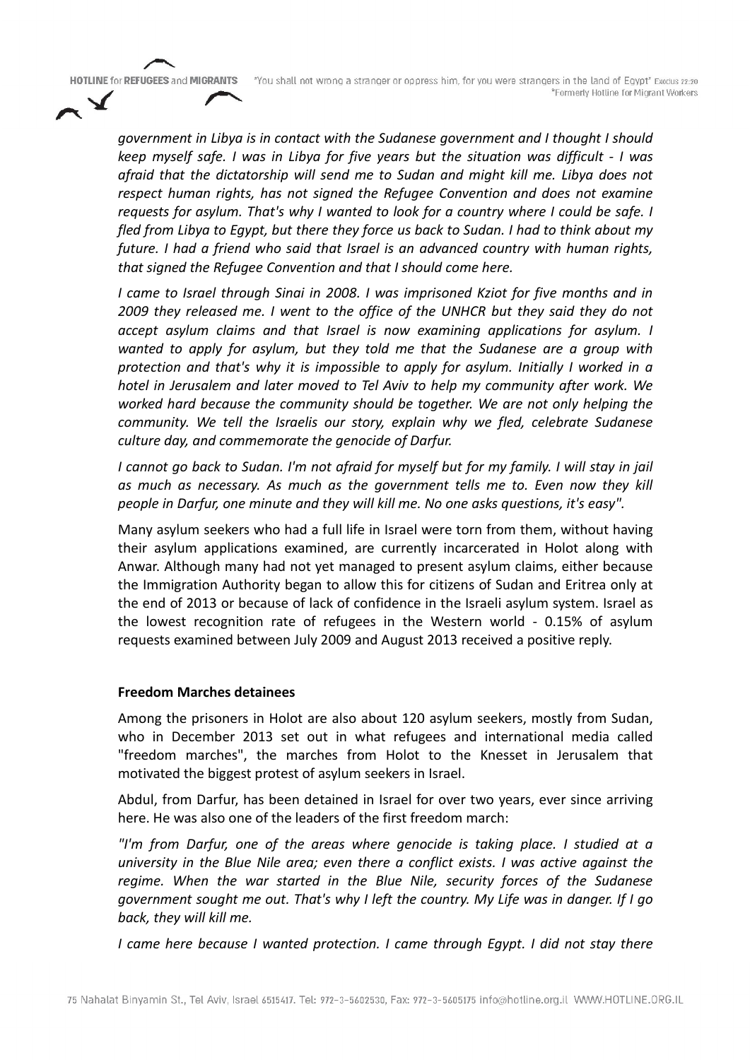*government in Libya is in contact with the Sudanese government and I thought I should keep myself safe. I was in Libya for five years but the situation was difficult - I was afraid that the dictatorship will send me to Sudan and might kill me. Libya does not respect human rights, has not signed the Refugee Convention and does not examine requests for asylum. That's why I wanted to look for a country where I could be safe. I fled from Libya to Egypt, but there they force us back to Sudan. I had to think about my future. I had a friend who said that Israel is an advanced country with human rights, that signed the Refugee Convention and that I should come here.*

*I came to Israel through Sinai in 2008. I was imprisoned Kziot for five months and in 2009 they released me. I went to the office of the UNHCR but they said they do not accept asylum claims and that Israel is now examining applications for asylum. I wanted to apply for asylum, but they told me that the Sudanese are a group with protection and that's why it is impossible to apply for asylum. Initially I worked in a hotel in Jerusalem and later moved to Tel Aviv to help my community after work. We worked hard because the community should be together. We are not only helping the community. We tell the Israelis our story, explain why we fled, celebrate Sudanese culture day, and commemorate the genocide of Darfur.*

*I cannot go back to Sudan. I'm not afraid for myself but for my family. I will stay in jail as much as necessary. As much as the government tells me to. Even now they kill people in Darfur, one minute and they will kill me. No one asks questions, it's easy".*

Many asylum seekers who had a full life in Israel were torn from them, without having their asylum applications examined, are currently incarcerated in Holot along with Anwar. Although many had not yet managed to present asylum claims, either because the Immigration Authority began to allow this for citizens of Sudan and Eritrea only at the end of 2013 or because of lack of confidence in the Israeli asylum system. Israel as the lowest recognition rate of refugees in the Western world - 0.15% of asylum requests examined between July 2009 and August 2013 received a positive reply.

**Freedom Marches detainees**

Among the prisoners in Holot are also about 120 asylum seekers, mostly from Sudan, who in December 2013 set out in what refugees and international media called "freedom marches", the marches from Holot to the Knesset in Jerusalem that motivated the biggest protest of asylum seekers in Israel.

Abdul, from Darfur, has been detained in Israel for over two years, ever since arriving here. He was also one of the leaders of the first freedom march:

*"I'm from Darfur, one of the areas where genocide is taking place. I studied at a university in the Blue Nile area; even there a conflict exists. I was active against the regime. When the war started in the Blue Nile, security forces of the Sudanese government sought me out. That's why I left the country. My Life was in danger. If I go back, they will kill me.*

*I came here because I wanted protection. I came through Egypt. I did not stay there*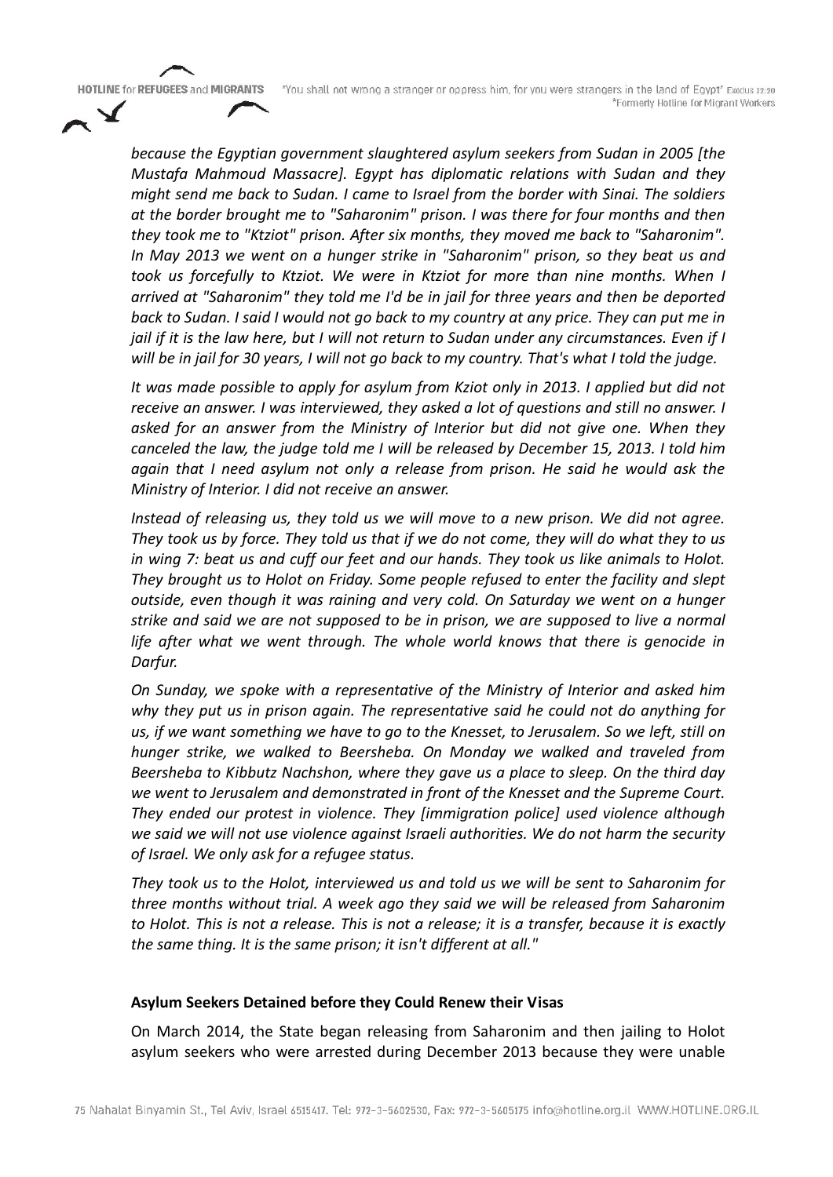*because the Egyptian government slaughtered asylum seekers from Sudan in 2005 [the Mustafa Mahmoud Massacre]. Egypt has diplomatic relations with Sudan and they might send me back to Sudan. I came to Israel from the border with Sinai. The soldiers at the border brought me to "Saharonim" prison. I was there for four months and then they took me to "Ktziot" prison. After six months, they moved me back to "Saharonim". In May 2013 we went on a hunger strike in "Saharonim" prison, so they beat us and took us forcefully to Ktziot. We were in Ktziot for more than nine months. When I arrived at "Saharonim" they told me I'd be in jail for three years and then be deported back to Sudan. I said I would not go back to my country at any price. They can put me in jail if it is the law here, but I will not return to Sudan under any circumstances. Even if I will be in jail for 30 years, I will not go back to my country. That's what I told the judge.*

*It was made possible to apply for asylum from Kziot only in 2013. I applied but did not receive an answer. I was interviewed, they asked a lot of questions and still no answer. I asked for an answer from the Ministry of Interior but did not give one. When they canceled the law, the judge told me I will be released by December 15, 2013. I told him again that I need asylum not only a release from prison. He said he would ask the Ministry of Interior. I did not receive an answer.*

*Instead of releasing us, they told us we will move to a new prison. We did not agree. They took us by force. They told us that if we do not come, they will do what they to us in wing 7: beat us and cuff our feet and our hands. They took us like animals to Holot. They brought us to Holot on Friday. Some people refused to enter the facility and slept outside, even though it was raining and very cold. On Saturday we went on a hunger strike and said we are not supposed to be in prison, we are supposed to live a normal life after what we went through. The whole world knows that there is genocide in Darfur.*

*On Sunday, we spoke with a representative of the Ministry of Interior and asked him why they put us in prison again. The representative said he could not do anything for us, if we want something we have to go to the Knesset, to Jerusalem. So we left, still on hunger strike, we walked to Beersheba. On Monday we walked and traveled from Beersheba to Kibbutz Nachshon, where they gave us a place to sleep. On the third day we went to Jerusalem and demonstrated in front of the Knesset and the Supreme Court. They ended our protest in violence. They [immigration police] used violence although we said we will not use violence against Israeli authorities. We do not harm the security of Israel. We only ask for a refugee status.*

*They took us to the Holot, interviewed us and told us we will be sent to Saharonim for three months without trial. A week ago they said we will be released from Saharonim to Holot. This is not a release. This is not a release; it is a transfer, because it is exactly the same thing. It is the same prison; it isn't different at all."*

**Asylum Seekers Detained before they Could Renew their Visas**

On March 2014, the State began releasing from Saharonim and then jailing to Holot asylum seekers who were arrested during December 2013 because they were unable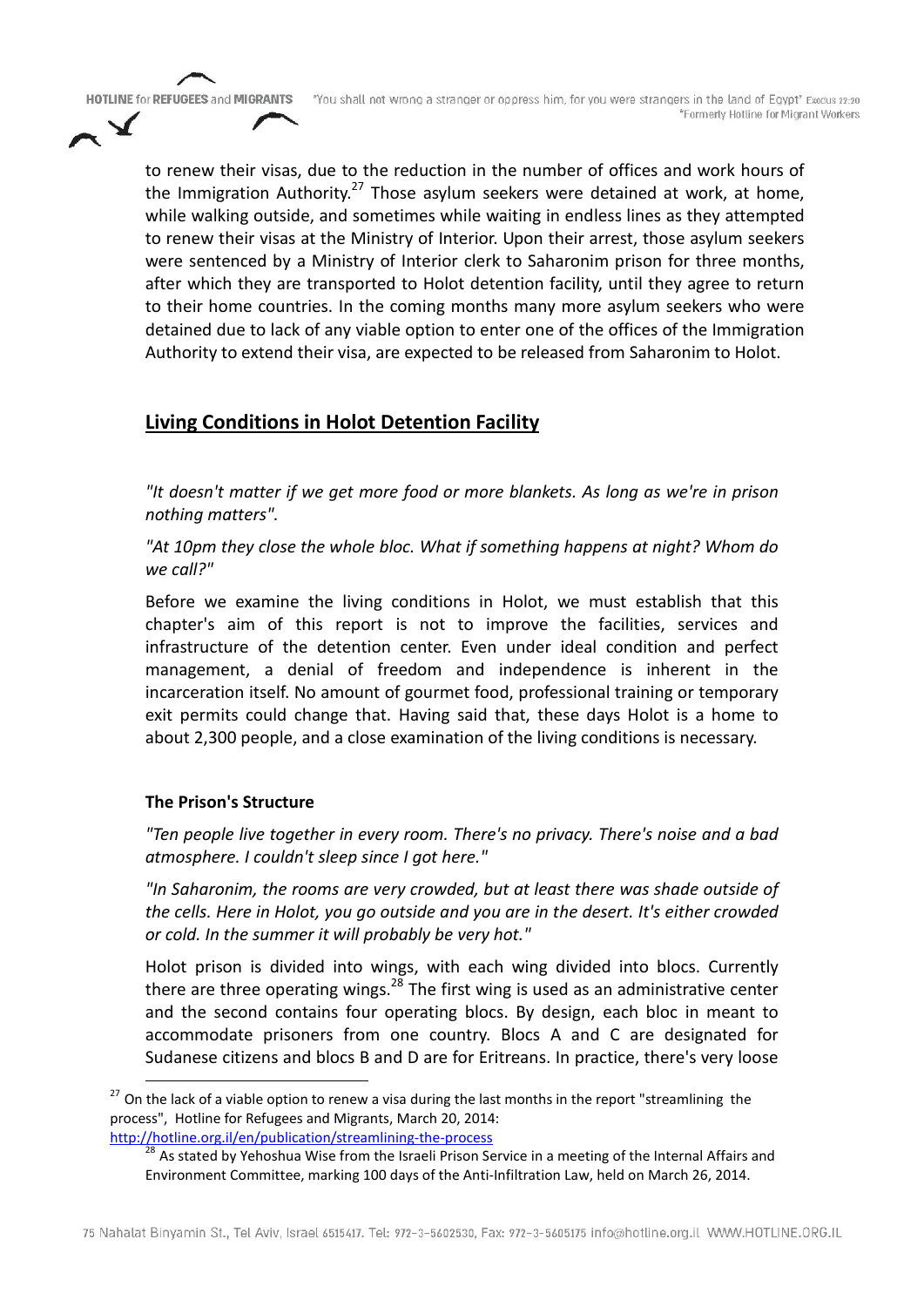to renew their visas, due to the reduction in the number of offices and work hours of the Immigration Authority.[27] Those asylum seekers were detained at work, at home, while walking outside, and sometimes while waiting in endless lines as they attempted to renew their visas at the Ministry of Interior. Upon their arrest, those asylum seekers were sentenced by a Ministry of Interior clerk to Saharonim prison for three months, after which they are transported to Holot detention facility, until they agree to return to their home countries. In the coming months many more asylum seekers who were detained due to lack of any viable option to enter one of the offices of the Immigration Authority to extend their visa, are expected to be released from Saharonim to Holot.

## Living Conditions in Holot Detention Facility

*"It doesn't matter if we get more food or more blankets. As long as we're in prison nothing matters".*

*"At 10pm they close the whole bloc. What if something happens at night? Whom do we call?"*

Before we examine the living conditions in Holot, we must establish that this chapter's aim of this report is not to improve the facilities, services and infrastructure of the detention center. Even under ideal condition and perfect management, a denial of freedom and independence is inherent in the incarceration itself. No amount of gourmet food, professional training or temporary exit permits could change that. Having said that, these days Holot is a home to about 2,300 people, and a close examination of the living conditions is necessary.

### The Prison's Structure

*"Ten people live together in every room. There's no privacy. There's noise and a bad atmosphere. I couldn't sleep since I got here."*

*"In Saharonim, the rooms are very crowded, but at least there was shade outside of the cells. Here in Holot, you go outside and you are in the desert. It's either crowded or cold. In the summer it will probably be very hot."*

Holot prison is divided into wings, with each wing divided into blocs. Currently there are three operating wings.[28] The first wing is used as an administrative center and the second contains four operating blocs. By design, each bloc in meant to accommodate prisoners from one country. Blocs A and C are designated for Sudanese citizens and blocs B and D are for Eritreans. In practice, there's very loose

---

[27] On the lack of a viable option to renew a visa during the last months in the report "streamlining the process", Hotline for Refugees and Migrants, March 20, 2014: http://hotline.org.il/en/publication/streamlining-the-process

[28] As stated by Yehoshua Wise from the Israeli Prison Service in a meeting of the Internal Affairs and Environment Committee, marking 100 days of the Anti-Infiltration Law, held on March 26, 2014.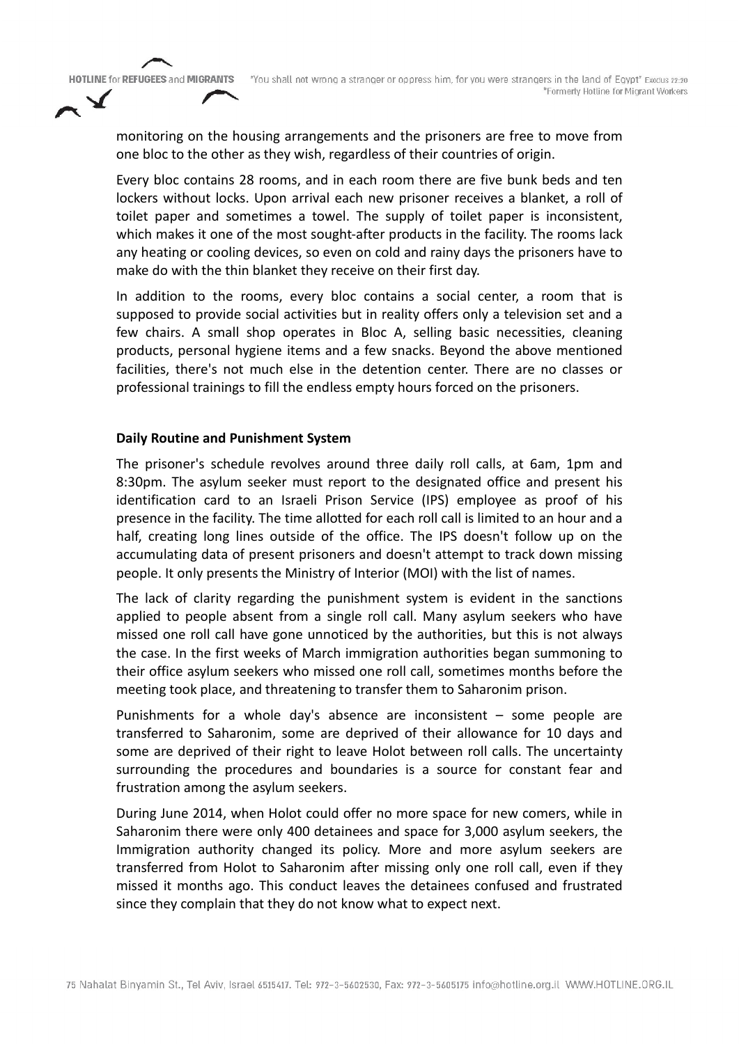monitoring on the housing arrangements and the prisoners are free to move from one bloc to the other as they wish, regardless of their countries of origin.

Every bloc contains 28 rooms, and in each room there are five bunk beds and ten lockers without locks. Upon arrival each new prisoner receives a blanket, a roll of toilet paper and sometimes a towel. The supply of toilet paper is inconsistent, which makes it one of the most sought-after products in the facility. The rooms lack any heating or cooling devices, so even on cold and rainy days the prisoners have to make do with the thin blanket they receive on their first day.

In addition to the rooms, every bloc contains a social center, a room that is supposed to provide social activities but in reality offers only a television set and a few chairs. A small shop operates in Bloc A, selling basic necessities, cleaning products, personal hygiene items and a few snacks. Beyond the above mentioned facilities, there's not much else in the detention center. There are no classes or professional trainings to fill the endless empty hours forced on the prisoners.

**Daily Routine and Punishment System**

The prisoner's schedule revolves around three daily roll calls, at 6am, 1pm and 8:30pm. The asylum seeker must report to the designated office and present his identification card to an Israeli Prison Service (IPS) employee as proof of his presence in the facility. The time allotted for each roll call is limited to an hour and a half, creating long lines outside of the office. The IPS doesn't follow up on the accumulating data of present prisoners and doesn't attempt to track down missing people. It only presents the Ministry of Interior (MOI) with the list of names.

The lack of clarity regarding the punishment system is evident in the sanctions applied to people absent from a single roll call. Many asylum seekers who have missed one roll call have gone unnoticed by the authorities, but this is not always the case. In the first weeks of March immigration authorities began summoning to their office asylum seekers who missed one roll call, sometimes months before the meeting took place, and threatening to transfer them to Saharonim prison.

Punishments for a whole day's absence are inconsistent – some people are transferred to Saharonim, some are deprived of their allowance for 10 days and some are deprived of their right to leave Holot between roll calls. The uncertainty surrounding the procedures and boundaries is a source for constant fear and frustration among the asylum seekers.

During June 2014, when Holot could offer no more space for new comers, while in Saharonim there were only 400 detainees and space for 3,000 asylum seekers, the Immigration authority changed its policy. More and more asylum seekers are transferred from Holot to Saharonim after missing only one roll call, even if they missed it months ago. This conduct leaves the detainees confused and frustrated since they complain that they do not know what to expect next.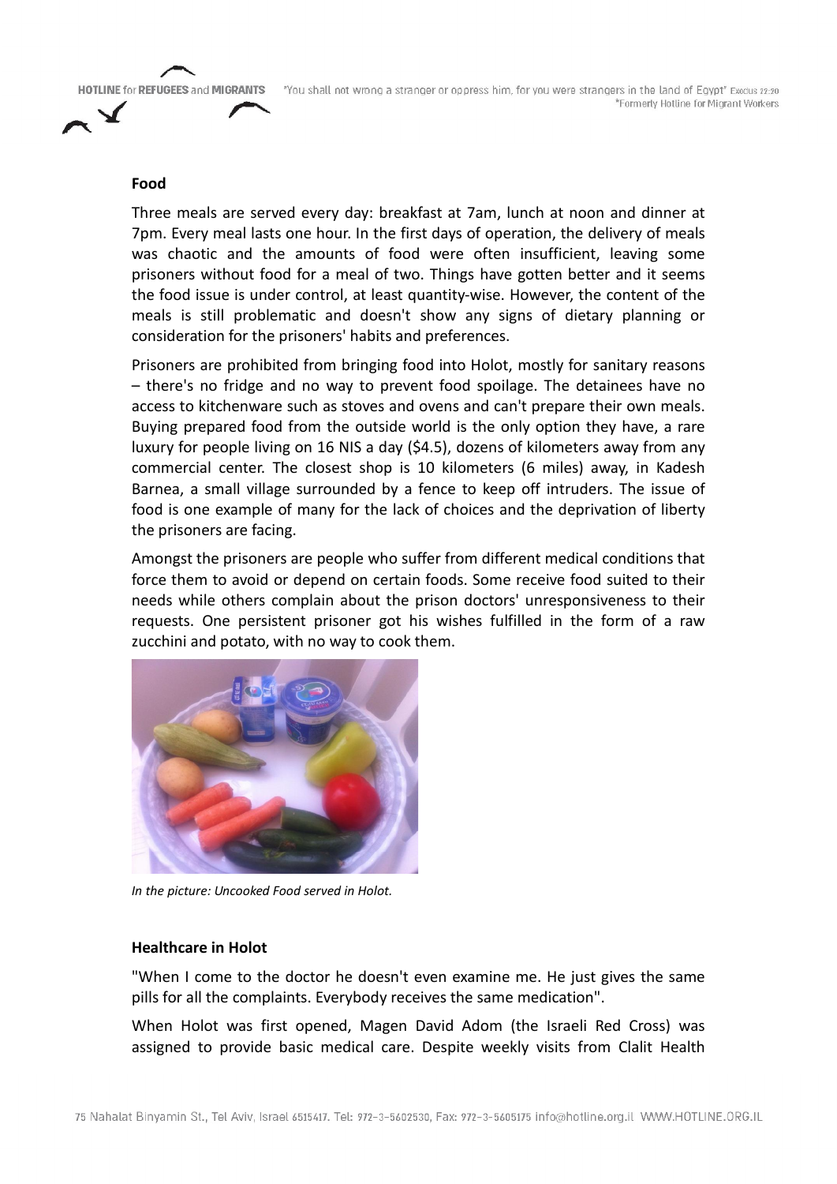**Food**

Three meals are served every day: breakfast at 7am, lunch at noon and dinner at 7pm. Every meal lasts one hour. In the first days of operation, the delivery of meals was chaotic and the amounts of food were often insufficient, leaving some prisoners without food for a meal of two. Things have gotten better and it seems the food issue is under control, at least quantity-wise. However, the content of the meals is still problematic and doesn't show any signs of dietary planning or consideration for the prisoners' habits and preferences.

Prisoners are prohibited from bringing food into Holot, mostly for sanitary reasons – there's no fridge and no way to prevent food spoilage. The detainees have no access to kitchenware such as stoves and ovens and can't prepare their own meals. Buying prepared food from the outside world is the only option they have, a rare luxury for people living on 16 NIS a day ($4.5), dozens of kilometers away from any commercial center. The closest shop is 10 kilometers (6 miles) away, in Kadesh Barnea, a small village surrounded by a fence to keep off intruders. The issue of food is one example of many for the lack of choices and the deprivation of liberty the prisoners are facing.

Amongst the prisoners are people who suffer from different medical conditions that force them to avoid or depend on certain foods. Some receive food suited to their needs while others complain about the prison doctors' unresponsiveness to their requests. One persistent prisoner got his wishes fulfilled in the form of a raw zucchini and potato, with no way to cook them.

*In the picture: Uncooked Food served in Holot.*

**Healthcare in Holot**

"When I come to the doctor he doesn't even examine me. He just gives the same pills for all the complaints. Everybody receives the same medication".

When Holot was first opened, Magen David Adom (the Israeli Red Cross) was assigned to provide basic medical care. Despite weekly visits from Clalit Health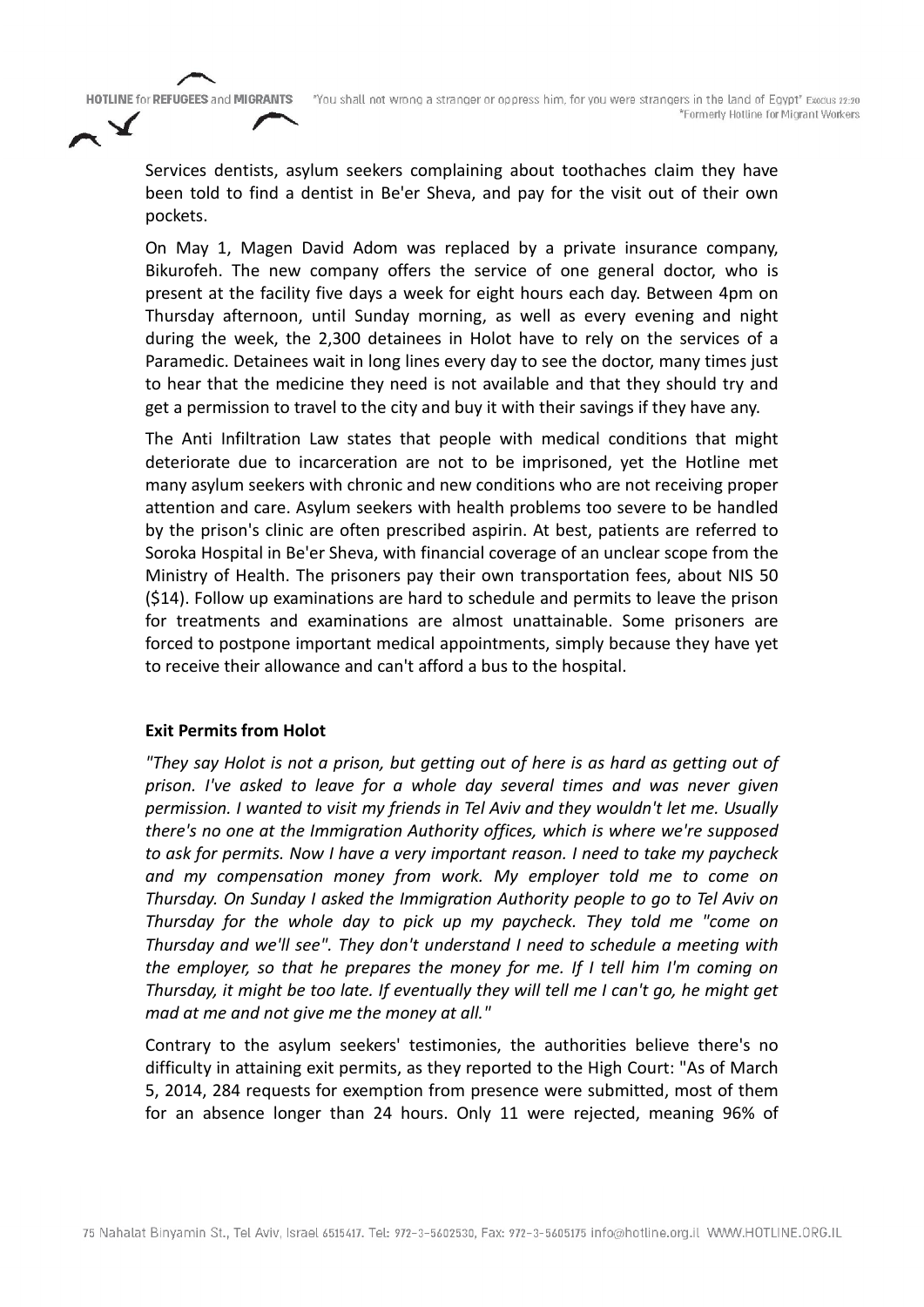Services dentists, asylum seekers complaining about toothaches claim they have been told to find a dentist in Be'er Sheva, and pay for the visit out of their own pockets.

On May 1, Magen David Adom was replaced by a private insurance company, Bikurofeh. The new company offers the service of one general doctor, who is present at the facility five days a week for eight hours each day. Between 4pm on Thursday afternoon, until Sunday morning, as well as every evening and night during the week, the 2,300 detainees in Holot have to rely on the services of a Paramedic. Detainees wait in long lines every day to see the doctor, many times just to hear that the medicine they need is not available and that they should try and get a permission to travel to the city and buy it with their savings if they have any.

The Anti Infiltration Law states that people with medical conditions that might deteriorate due to incarceration are not to be imprisoned, yet the Hotline met many asylum seekers with chronic and new conditions who are not receiving proper attention and care. Asylum seekers with health problems too severe to be handled by the prison's clinic are often prescribed aspirin. At best, patients are referred to Soroka Hospital in Be'er Sheva, with financial coverage of an unclear scope from the Ministry of Health. The prisoners pay their own transportation fees, about NIS 50 ($14). Follow up examinations are hard to schedule and permits to leave the prison for treatments and examinations are almost unattainable. Some prisoners are forced to postpone important medical appointments, simply because they have yet to receive their allowance and can't afford a bus to the hospital.

**Exit Permits from Holot**

*"They say Holot is not a prison, but getting out of here is as hard as getting out of prison. I've asked to leave for a whole day several times and was never given permission. I wanted to visit my friends in Tel Aviv and they wouldn't let me. Usually there's no one at the Immigration Authority offices, which is where we're supposed to ask for permits. Now I have a very important reason. I need to take my paycheck and my compensation money from work. My employer told me to come on Thursday. On Sunday I asked the Immigration Authority people to go to Tel Aviv on Thursday for the whole day to pick up my paycheck. They told me "come on Thursday and we'll see". They don't understand I need to schedule a meeting with the employer, so that he prepares the money for me. If I tell him I'm coming on Thursday, it might be too late. If eventually they will tell me I can't go, he might get mad at me and not give me the money at all."*

Contrary to the asylum seekers' testimonies, the authorities believe there's no difficulty in attaining exit permits, as they reported to the High Court: "As of March 5, 2014, 284 requests for exemption from presence were submitted, most of them for an absence longer than 24 hours. Only 11 were rejected, meaning 96% of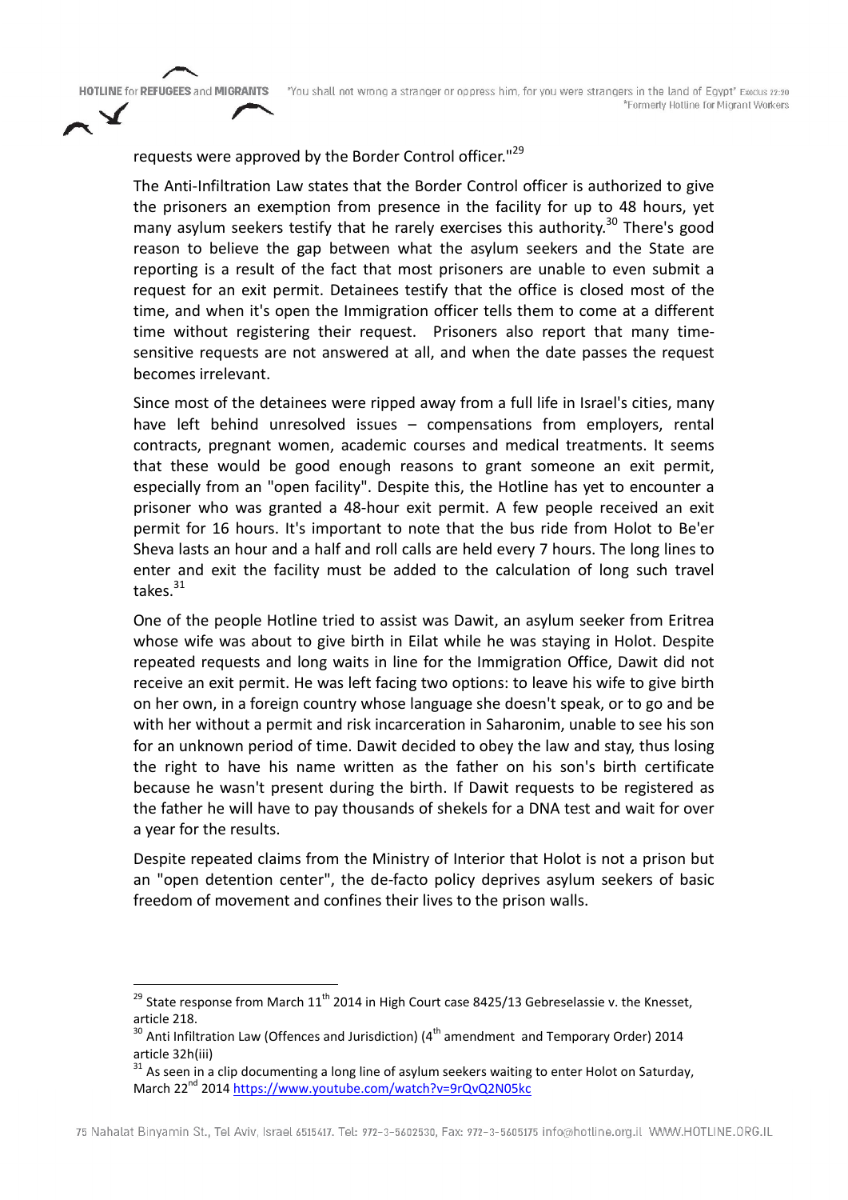requests were approved by the Border Control officer."[29]

The Anti-Infiltration Law states that the Border Control officer is authorized to give the prisoners an exemption from presence in the facility for up to 48 hours, yet many asylum seekers testify that he rarely exercises this authority.[30] There's good reason to believe the gap between what the asylum seekers and the State are reporting is a result of the fact that most prisoners are unable to even submit a request for an exit permit. Detainees testify that the office is closed most of the time, and when it's open the Immigration officer tells them to come at a different time without registering their request. Prisoners also report that many time-sensitive requests are not answered at all, and when the date passes the request becomes irrelevant.

Since most of the detainees were ripped away from a full life in Israel's cities, many have left behind unresolved issues – compensations from employers, rental contracts, pregnant women, academic courses and medical treatments. It seems that these would be good enough reasons to grant someone an exit permit, especially from an "open facility". Despite this, the Hotline has yet to encounter a prisoner who was granted a 48-hour exit permit. A few people received an exit permit for 16 hours. It's important to note that the bus ride from Holot to Be'er Sheva lasts an hour and a half and roll calls are held every 7 hours. The long lines to enter and exit the facility must be added to the calculation of long such travel takes.[31]

One of the people Hotline tried to assist was Dawit, an asylum seeker from Eritrea whose wife was about to give birth in Eilat while he was staying in Holot. Despite repeated requests and long waits in line for the Immigration Office, Dawit did not receive an exit permit. He was left facing two options: to leave his wife to give birth on her own, in a foreign country whose language she doesn't speak, or to go and be with her without a permit and risk incarceration in Saharonim, unable to see his son for an unknown period of time. Dawit decided to obey the law and stay, thus losing the right to have his name written as the father on his son's birth certificate because he wasn't present during the birth. If Dawit requests to be registered as the father he will have to pay thousands of shekels for a DNA test and wait for over a year for the results.

Despite repeated claims from the Ministry of Interior that Holot is not a prison but an "open detention center", the de-facto policy deprives asylum seekers of basic freedom of movement and confines their lives to the prison walls.

---

[29] State response from March 11th 2014 in High Court case 8425/13 Gebreselassie v. the Knesset, article 218.

[30] Anti Infiltration Law (Offences and Jurisdiction) (4th amendment and Temporary Order) 2014 article 32h(iii)

[31] As seen in a clip documenting a long line of asylum seekers waiting to enter Holot on Saturday, March 22nd 2014 https://www.youtube.com/watch?v=9rQvQ2N05kc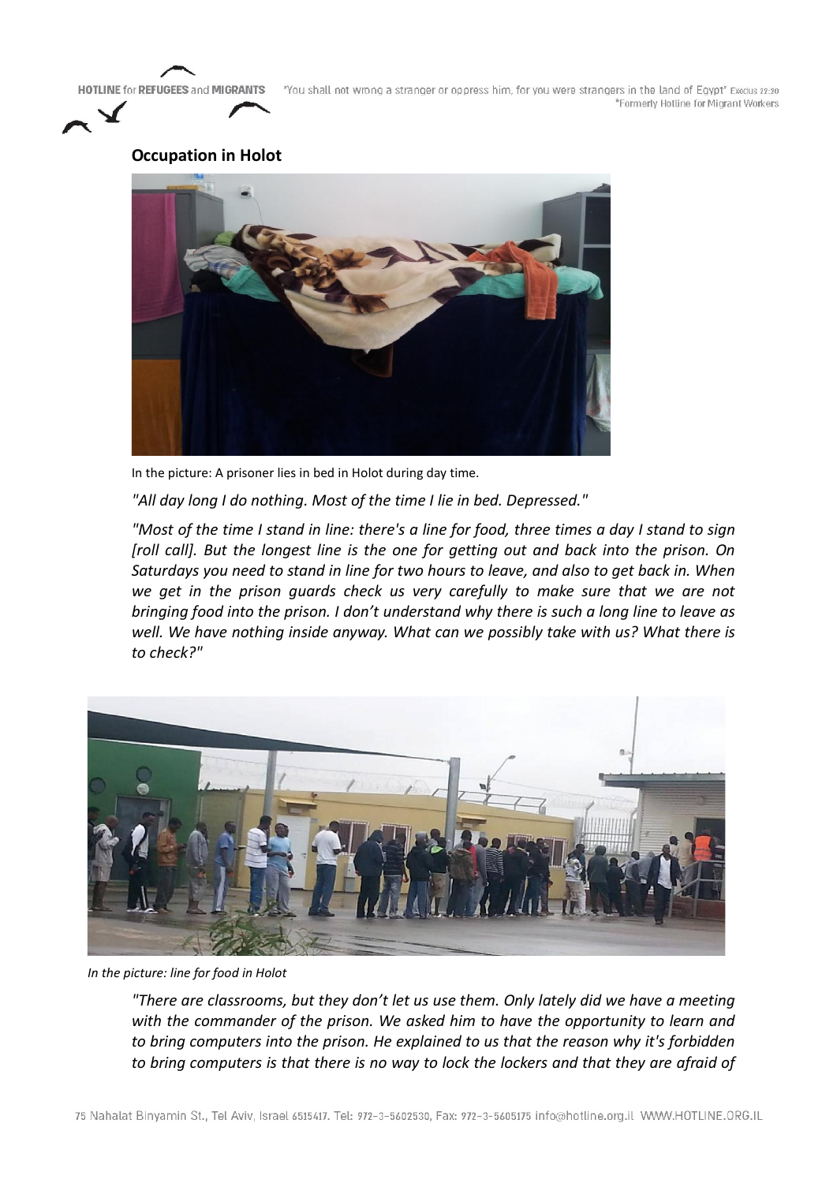**Occupation in Holot**

In the picture: A prisoner lies in bed in Holot during day time.

*"All day long I do nothing. Most of the time I lie in bed. Depressed."*

*"Most of the time I stand in line: there's a line for food, three times a day I stand to sign [roll call]. But the longest line is the one for getting out and back into the prison. On Saturdays you need to stand in line for two hours to leave, and also to get back in. When we get in the prison guards check us very carefully to make sure that we are not bringing food into the prison. I don't understand why there is such a long line to leave as well. We have nothing inside anyway. What can we possibly take with us? What there is to check?"*

*In the picture: line for food in Holot*

*"There are classrooms, but they don't let us use them. Only lately did we have a meeting with the commander of the prison. We asked him to have the opportunity to learn and to bring computers into the prison. He explained to us that the reason why it's forbidden to bring computers is that there is no way to lock the lockers and that they are afraid of*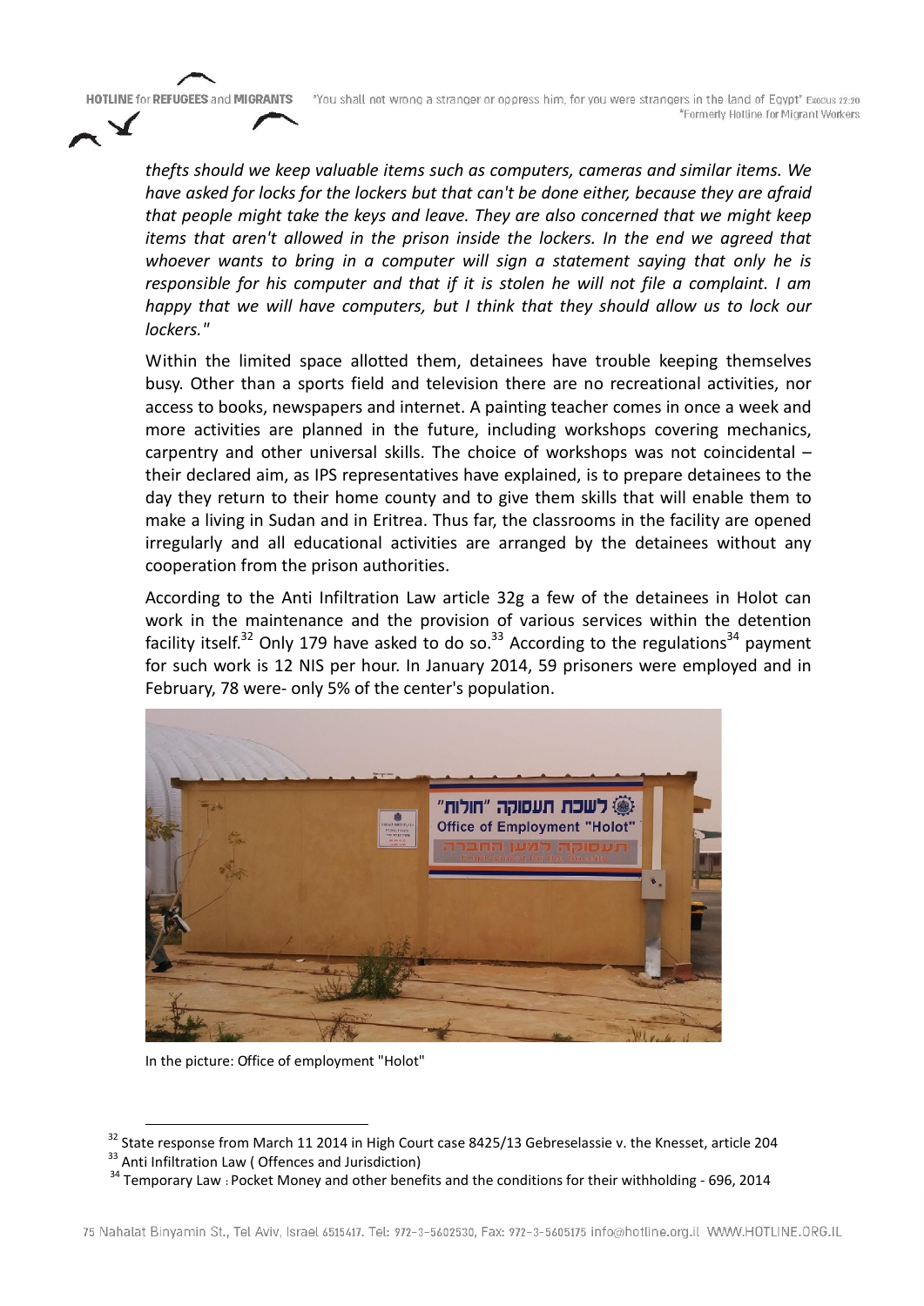*thefts should we keep valuable items such as computers, cameras and similar items. We have asked for locks for the lockers but that can't be done either, because they are afraid that people might take the keys and leave. They are also concerned that we might keep items that aren't allowed in the prison inside the lockers. In the end we agreed that whoever wants to bring in a computer will sign a statement saying that only he is responsible for his computer and that if it is stolen he will not file a complaint. I am happy that we will have computers, but I think that they should allow us to lock our lockers."*

Within the limited space allotted them, detainees have trouble keeping themselves busy. Other than a sports field and television there are no recreational activities, nor access to books, newspapers and internet. A painting teacher comes in once a week and more activities are planned in the future, including workshops covering mechanics, carpentry and other universal skills. The choice of workshops was not coincidental – their declared aim, as IPS representatives have explained, is to prepare detainees to the day they return to their home county and to give them skills that will enable them to make a living in Sudan and in Eritrea. Thus far, the classrooms in the facility are opened irregularly and all educational activities are arranged by the detainees without any cooperation from the prison authorities.

According to the Anti Infiltration Law article 32g a few of the detainees in Holot can work in the maintenance and the provision of various services within the detention facility itself.[32] Only 179 have asked to do so.[33] According to the regulations[34] payment for such work is 12 NIS per hour. In January 2014, 59 prisoners were employed and in February, 78 were- only 5% of the center's population.

In the picture: Office of employment "Holot"

[32] State response from March 11 2014 in High Court case 8425/13 Gebreselassie v. the Knesset, article 204

[33] Anti Infiltration Law ( Offences and Jurisdiction)

[34] Temporary Law : Pocket Money and other benefits and the conditions for their withholding - 696, 2014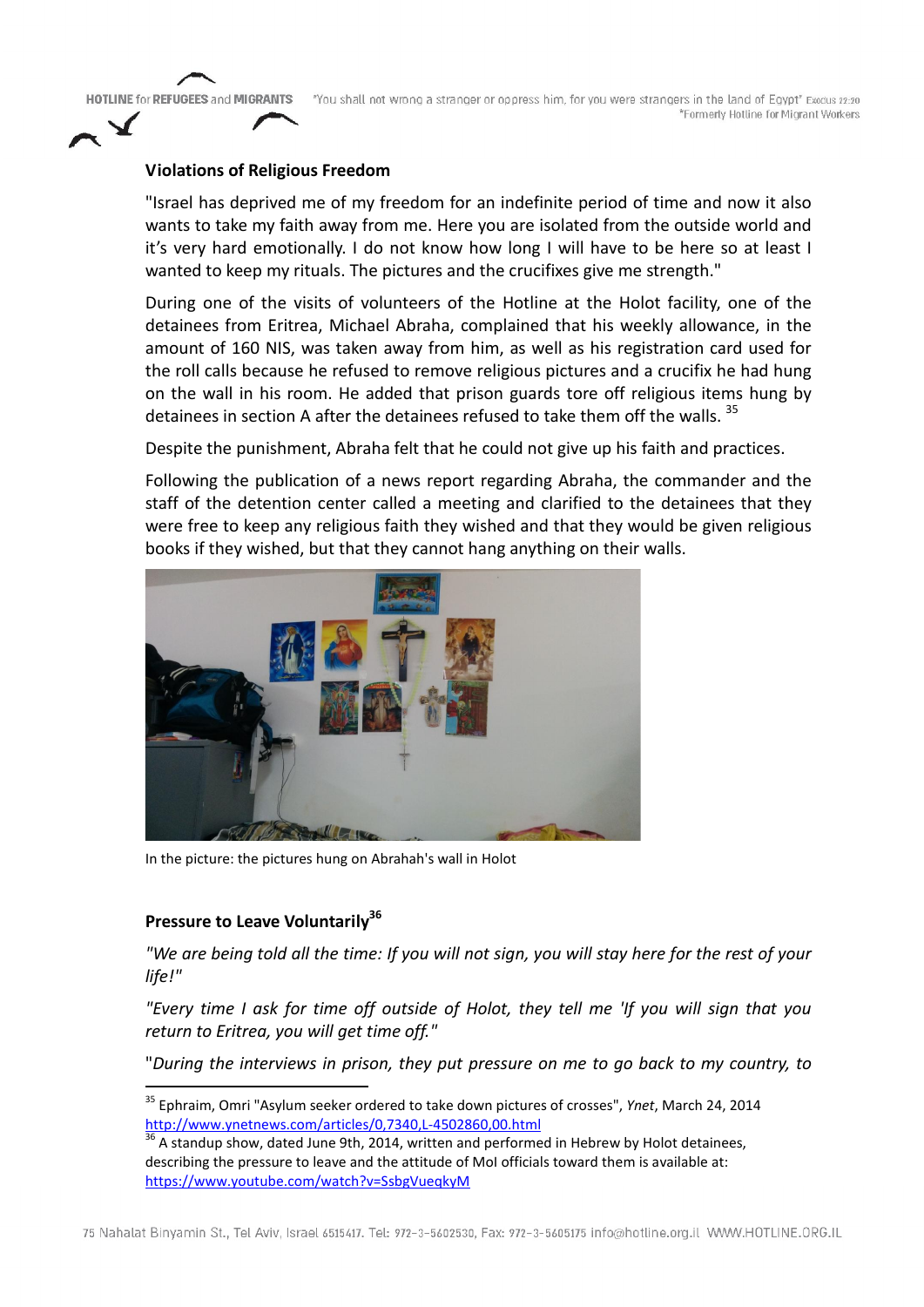### Violations of Religious Freedom

"Israel has deprived me of my freedom for an indefinite period of time and now it also wants to take my faith away from me. Here you are isolated from the outside world and it's very hard emotionally. I do not know how long I will have to be here so at least I wanted to keep my rituals. The pictures and the crucifixes give me strength."

During one of the visits of volunteers of the Hotline at the Holot facility, one of the detainees from Eritrea, Michael Abraha, complained that his weekly allowance, in the amount of 160 NIS, was taken away from him, as well as his registration card used for the roll calls because he refused to remove religious pictures and a crucifix he had hung on the wall in his room. He added that prison guards tore off religious items hung by detainees in section A after the detainees refused to take them off the walls. [35]

Despite the punishment, Abraha felt that he could not give up his faith and practices.

Following the publication of a news report regarding Abraha, the commander and the staff of the detention center called a meeting and clarified to the detainees that they were free to keep any religious faith they wished and that they would be given religious books if they wished, but that they cannot hang anything on their walls.

In the picture: the pictures hung on Abrahah's wall in Holot

### Pressure to Leave Voluntarily[36]

*"We are being told all the time: If you will not sign, you will stay here for the rest of your life!"*

*"Every time I ask for time off outside of Holot, they tell me 'If you will sign that you return to Eritrea, you will get time off."*

"*During the interviews in prison, they put pressure on me to go back to my country, to*

---

[35] Ephraim, Omri "Asylum seeker ordered to take down pictures of crosses", *Ynet*, March 24, 2014 http://www.ynetnews.com/articles/0,7340,L-4502860,00.html

[36] A standup show, dated June 9th, 2014, written and performed in Hebrew by Holot detainees, describing the pressure to leave and the attitude of MoI officials toward them is available at: https://www.youtube.com/watch?v=SsbgVueqkyM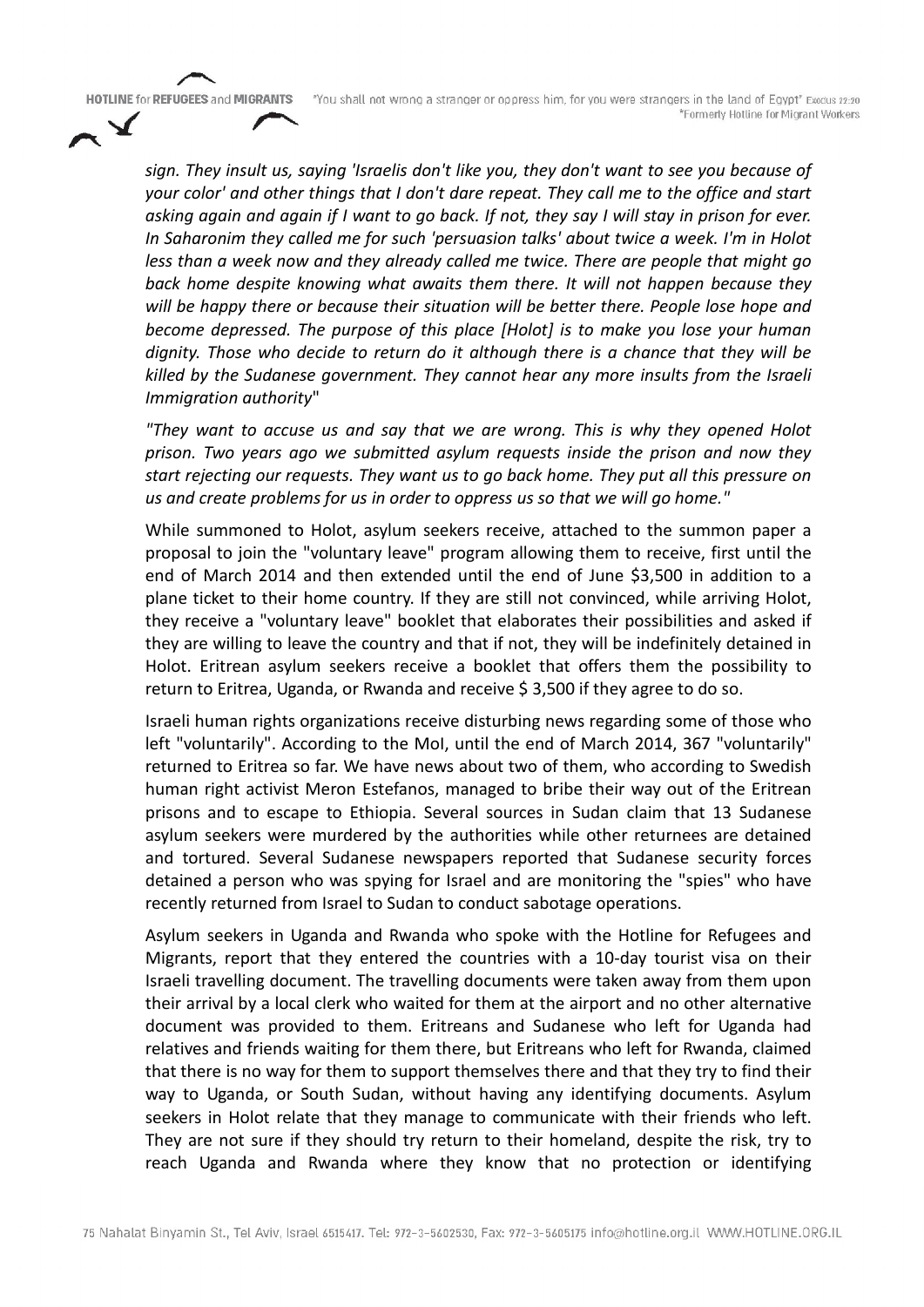*sign. They insult us, saying 'Israelis don't like you, they don't want to see you because of your color' and other things that I don't dare repeat. They call me to the office and start asking again and again if I want to go back. If not, they say I will stay in prison for ever. In Saharonim they called me for such 'persuasion talks' about twice a week. I'm in Holot less than a week now and they already called me twice. There are people that might go back home despite knowing what awaits them there. It will not happen because they will be happy there or because their situation will be better there. People lose hope and become depressed. The purpose of this place [Holot] is to make you lose your human dignity. Those who decide to return do it although there is a chance that they will be killed by the Sudanese government. They cannot hear any more insults from the Israeli Immigration authority*"

*"They want to accuse us and say that we are wrong. This is why they opened Holot prison. Two years ago we submitted asylum requests inside the prison and now they start rejecting our requests. They want us to go back home. They put all this pressure on us and create problems for us in order to oppress us so that we will go home."*

While summoned to Holot, asylum seekers receive, attached to the summon paper a proposal to join the "voluntary leave" program allowing them to receive, first until the end of March 2014 and then extended until the end of June $3,500 in addition to a plane ticket to their home country. If they are still not convinced, while arriving Holot, they receive a "voluntary leave" booklet that elaborates their possibilities and asked if they are willing to leave the country and that if not, they will be indefinitely detained in Holot. Eritrean asylum seekers receive a booklet that offers them the possibility to return to Eritrea, Uganda, or Rwanda and receive $ 3,500 if they agree to do so.

Israeli human rights organizations receive disturbing news regarding some of those who left "voluntarily". According to the MoI, until the end of March 2014, 367 "voluntarily" returned to Eritrea so far. We have news about two of them, who according to Swedish human right activist Meron Estefanos, managed to bribe their way out of the Eritrean prisons and to escape to Ethiopia. Several sources in Sudan claim that 13 Sudanese asylum seekers were murdered by the authorities while other returnees are detained and tortured. Several Sudanese newspapers reported that Sudanese security forces detained a person who was spying for Israel and are monitoring the "spies" who have recently returned from Israel to Sudan to conduct sabotage operations.

Asylum seekers in Uganda and Rwanda who spoke with the Hotline for Refugees and Migrants, report that they entered the countries with a 10-day tourist visa on their Israeli travelling document. The travelling documents were taken away from them upon their arrival by a local clerk who waited for them at the airport and no other alternative document was provided to them. Eritreans and Sudanese who left for Uganda had relatives and friends waiting for them there, but Eritreans who left for Rwanda, claimed that there is no way for them to support themselves there and that they try to find their way to Uganda, or South Sudan, without having any identifying documents. Asylum seekers in Holot relate that they manage to communicate with their friends who left. They are not sure if they should try return to their homeland, despite the risk, try to reach Uganda and Rwanda where they know that no protection or identifying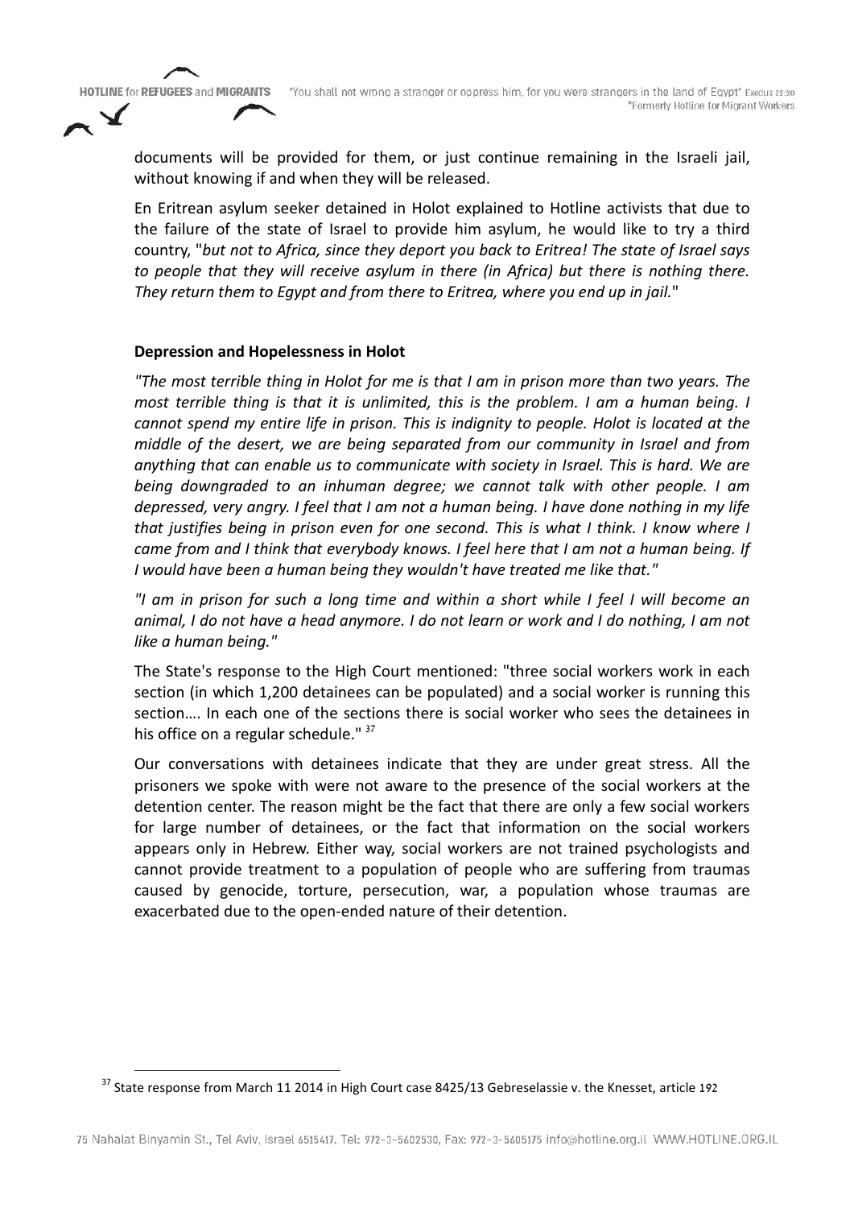documents will be provided for them, or just continue remaining in the Israeli jail, without knowing if and when they will be released.

En Eritrean asylum seeker detained in Holot explained to Hotline activists that due to the failure of the state of Israel to provide him asylum, he would like to try a third country, "*but not to Africa, since they deport you back to Eritrea! The state of Israel says to people that they will receive asylum in there (in Africa) but there is nothing there. They return them to Egypt and from there to Eritrea, where you end up in jail.*"

**Depression and Hopelessness in Holot**

*"The most terrible thing in Holot for me is that I am in prison more than two years. The most terrible thing is that it is unlimited, this is the problem. I am a human being. I cannot spend my entire life in prison. This is indignity to people. Holot is located at the middle of the desert, we are being separated from our community in Israel and from anything that can enable us to communicate with society in Israel. This is hard. We are being downgraded to an inhuman degree; we cannot talk with other people. I am depressed, very angry. I feel that I am not a human being. I have done nothing in my life that justifies being in prison even for one second. This is what I think. I know where I came from and I think that everybody knows. I feel here that I am not a human being. If I would have been a human being they wouldn't have treated me like that."*

*"I am in prison for such a long time and within a short while I feel I will become an animal, I do not have a head anymore. I do not learn or work and I do nothing, I am not like a human being."*

The State's response to the High Court mentioned: "three social workers work in each section (in which 1,200 detainees can be populated) and a social worker is running this section…. In each one of the sections there is social worker who sees the detainees in his office on a regular schedule." [37]

Our conversations with detainees indicate that they are under great stress. All the prisoners we spoke with were not aware to the presence of the social workers at the detention center. The reason might be the fact that there are only a few social workers for large number of detainees, or the fact that information on the social workers appears only in Hebrew. Either way, social workers are not trained psychologists and cannot provide treatment to a population of people who are suffering from traumas caused by genocide, torture, persecution, war, a population whose traumas are exacerbated due to the open-ended nature of their detention.

[37] State response from March 11 2014 in High Court case 8425/13 Gebreselassie v. the Knesset, article 192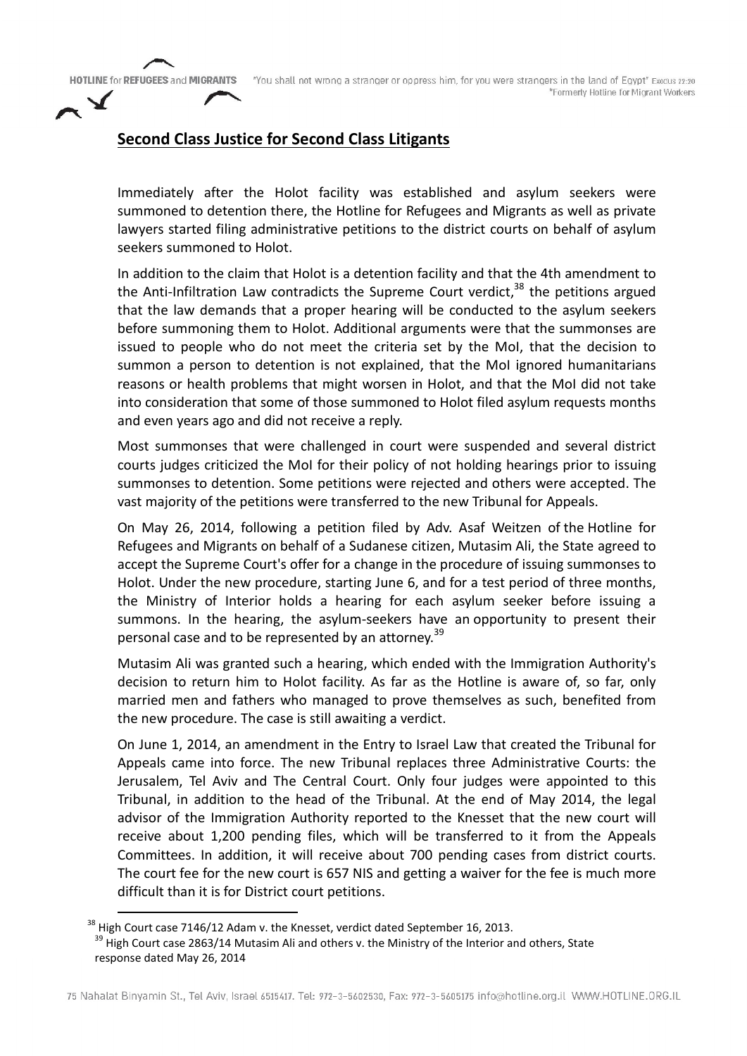## **Second Class Justice for Second Class Litigants**

Immediately after the Holot facility was established and asylum seekers were summoned to detention there, the Hotline for Refugees and Migrants as well as private lawyers started filing administrative petitions to the district courts on behalf of asylum seekers summoned to Holot.

In addition to the claim that Holot is a detention facility and that the 4th amendment to the Anti-Infiltration Law contradicts the Supreme Court verdict,[38] the petitions argued that the law demands that a proper hearing will be conducted to the asylum seekers before summoning them to Holot. Additional arguments were that the summonses are issued to people who do not meet the criteria set by the MoI, that the decision to summon a person to detention is not explained, that the MoI ignored humanitarians reasons or health problems that might worsen in Holot, and that the MoI did not take into consideration that some of those summoned to Holot filed asylum requests months and even years ago and did not receive a reply.

Most summonses that were challenged in court were suspended and several district courts judges criticized the MoI for their policy of not holding hearings prior to issuing summonses to detention. Some petitions were rejected and others were accepted. The vast majority of the petitions were transferred to the new Tribunal for Appeals.

On May 26, 2014, following a petition filed by Adv. Asaf Weitzen of the Hotline for Refugees and Migrants on behalf of a Sudanese citizen, Mutasim Ali, the State agreed to accept the Supreme Court's offer for a change in the procedure of issuing summonses to Holot. Under the new procedure, starting June 6, and for a test period of three months, the Ministry of Interior holds a hearing for each asylum seeker before issuing a summons. In the hearing, the asylum-seekers have an opportunity to present their personal case and to be represented by an attorney.[39]

Mutasim Ali was granted such a hearing, which ended with the Immigration Authority's decision to return him to Holot facility. As far as the Hotline is aware of, so far, only married men and fathers who managed to prove themselves as such, benefited from the new procedure. The case is still awaiting a verdict.

On June 1, 2014, an amendment in the Entry to Israel Law that created the Tribunal for Appeals came into force. The new Tribunal replaces three Administrative Courts: the Jerusalem, Tel Aviv and The Central Court. Only four judges were appointed to this Tribunal, in addition to the head of the Tribunal. At the end of May 2014, the legal advisor of the Immigration Authority reported to the Knesset that the new court will receive about 1,200 pending files, which will be transferred to it from the Appeals Committees. In addition, it will receive about 700 pending cases from district courts. The court fee for the new court is 657 NIS and getting a waiver for the fee is much more difficult than it is for District court petitions.

---

[38] High Court case 7146/12 Adam v. the Knesset, verdict dated September 16, 2013.

[39] High Court case 2863/14 Mutasim Ali and others v. the Ministry of the Interior and others, State response dated May 26, 2014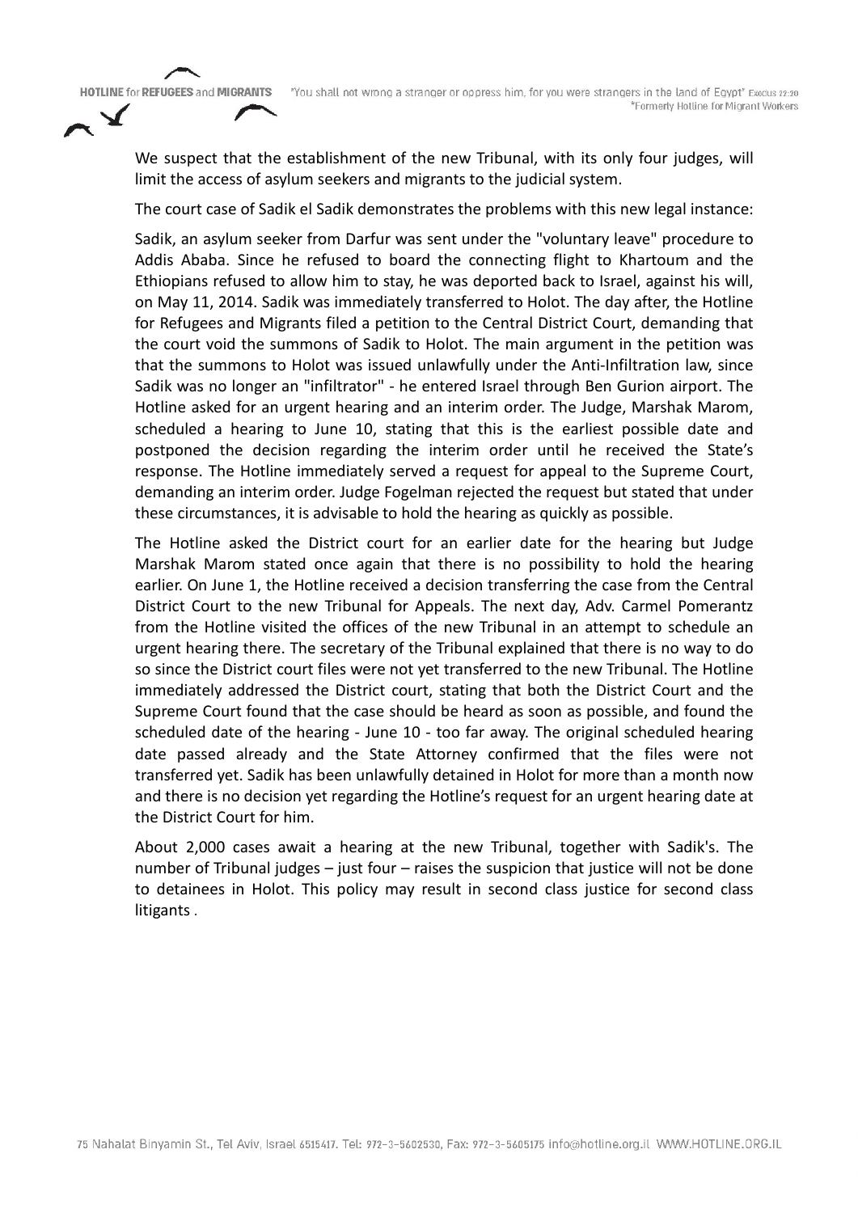We suspect that the establishment of the new Tribunal, with its only four judges, will limit the access of asylum seekers and migrants to the judicial system.

The court case of Sadik el Sadik demonstrates the problems with this new legal instance:

Sadik, an asylum seeker from Darfur was sent under the "voluntary leave" procedure to Addis Ababa. Since he refused to board the connecting flight to Khartoum and the Ethiopians refused to allow him to stay, he was deported back to Israel, against his will, on May 11, 2014. Sadik was immediately transferred to Holot. The day after, the Hotline for Refugees and Migrants filed a petition to the Central District Court, demanding that the court void the summons of Sadik to Holot. The main argument in the petition was that the summons to Holot was issued unlawfully under the Anti-Infiltration law, since Sadik was no longer an "infiltrator" - he entered Israel through Ben Gurion airport. The Hotline asked for an urgent hearing and an interim order. The Judge, Marshak Marom, scheduled a hearing to June 10, stating that this is the earliest possible date and postponed the decision regarding the interim order until he received the State's response. The Hotline immediately served a request for appeal to the Supreme Court, demanding an interim order. Judge Fogelman rejected the request but stated that under these circumstances, it is advisable to hold the hearing as quickly as possible.

The Hotline asked the District court for an earlier date for the hearing but Judge Marshak Marom stated once again that there is no possibility to hold the hearing earlier. On June 1, the Hotline received a decision transferring the case from the Central District Court to the new Tribunal for Appeals. The next day, Adv. Carmel Pomerantz from the Hotline visited the offices of the new Tribunal in an attempt to schedule an urgent hearing there. The secretary of the Tribunal explained that there is no way to do so since the District court files were not yet transferred to the new Tribunal. The Hotline immediately addressed the District court, stating that both the District Court and the Supreme Court found that the case should be heard as soon as possible, and found the scheduled date of the hearing - June 10 - too far away. The original scheduled hearing date passed already and the State Attorney confirmed that the files were not transferred yet. Sadik has been unlawfully detained in Holot for more than a month now and there is no decision yet regarding the Hotline's request for an urgent hearing date at the District Court for him.

About 2,000 cases await a hearing at the new Tribunal, together with Sadik's. The number of Tribunal judges – just four – raises the suspicion that justice will not be done to detainees in Holot. This policy may result in second class justice for second class litigants .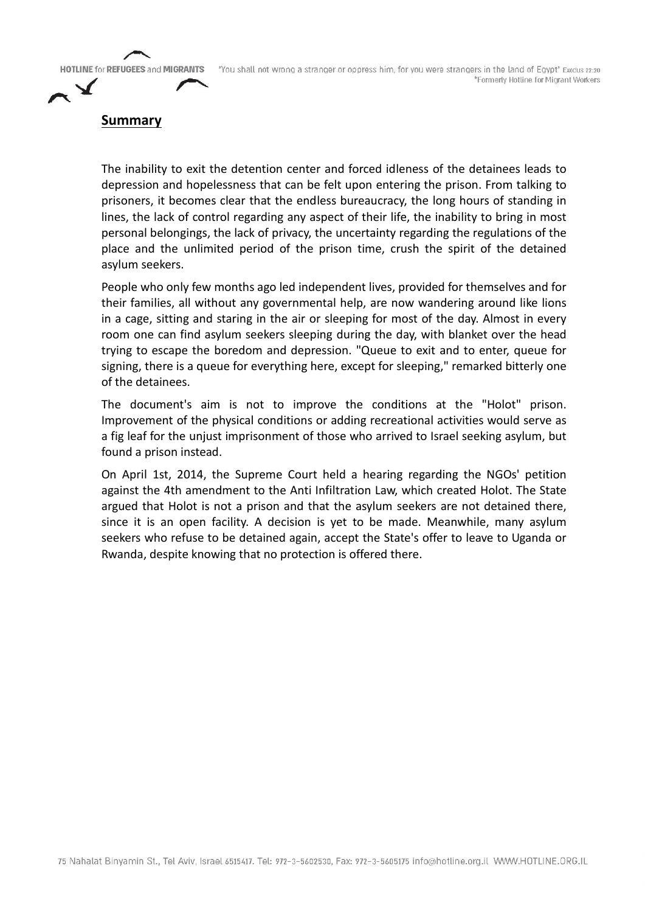## Summary

The inability to exit the detention center and forced idleness of the detainees leads to depression and hopelessness that can be felt upon entering the prison. From talking to prisoners, it becomes clear that the endless bureaucracy, the long hours of standing in lines, the lack of control regarding any aspect of their life, the inability to bring in most personal belongings, the lack of privacy, the uncertainty regarding the regulations of the place and the unlimited period of the prison time, crush the spirit of the detained asylum seekers.

People who only few months ago led independent lives, provided for themselves and for their families, all without any governmental help, are now wandering around like lions in a cage, sitting and staring in the air or sleeping for most of the day. Almost in every room one can find asylum seekers sleeping during the day, with blanket over the head trying to escape the boredom and depression. "Queue to exit and to enter, queue for signing, there is a queue for everything here, except for sleeping," remarked bitterly one of the detainees.

The document's aim is not to improve the conditions at the "Holot" prison. Improvement of the physical conditions or adding recreational activities would serve as a fig leaf for the unjust imprisonment of those who arrived to Israel seeking asylum, but found a prison instead.

On April 1st, 2014, the Supreme Court held a hearing regarding the NGOs' petition against the 4th amendment to the Anti Infiltration Law, which created Holot. The State argued that Holot is not a prison and that the asylum seekers are not detained there, since it is an open facility. A decision is yet to be made. Meanwhile, many asylum seekers who refuse to be detained again, accept the State's offer to leave to Uganda or Rwanda, despite knowing that no protection is offered there.